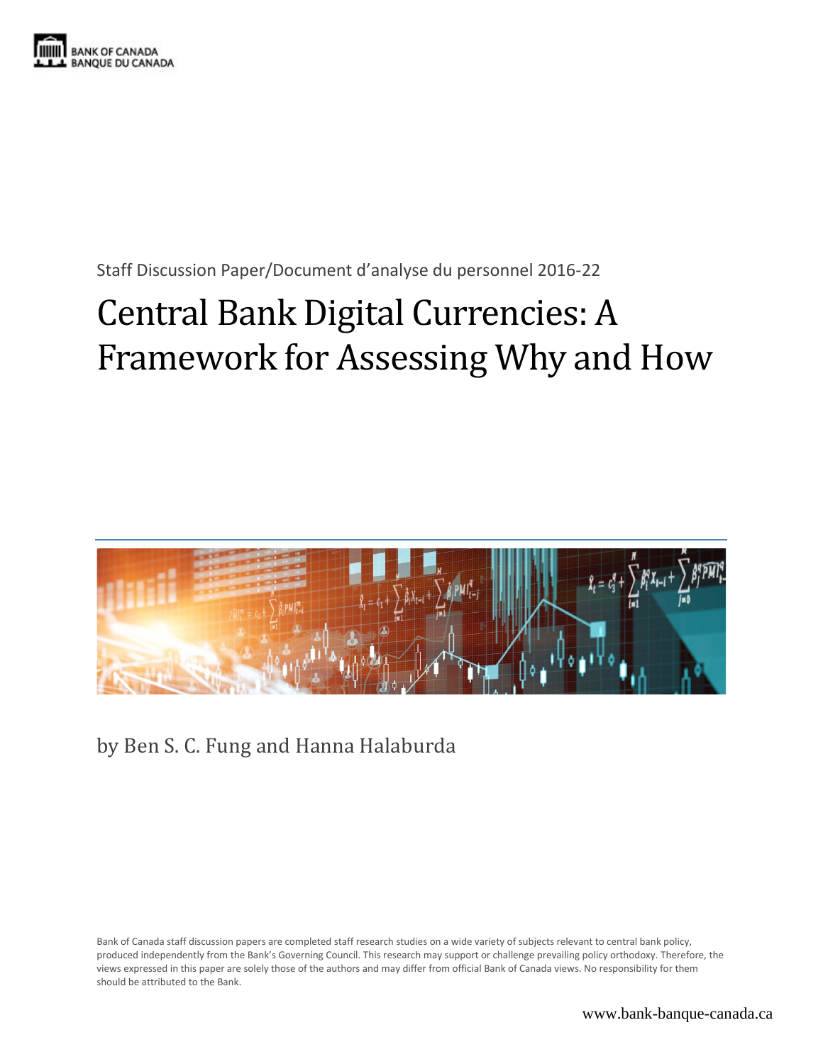BANK OF CANADA
BANQUE DU CANADA

Staff Discussion Paper/Document d'analyse du personnel 2016-22

# Central Bank Digital Currencies: A Framework for Assessing Why and How

by Ben S. C. Fung and Hanna Halaburda

Bank of Canada staff discussion papers are completed staff research studies on a wide variety of subjects relevant to central bank policy, produced independently from the Bank's Governing Council. This research may support or challenge prevailing policy orthodoxy. Therefore, the views expressed in this paper are solely those of the authors and may differ from official Bank of Canada views. No responsibility for them should be attributed to the Bank.

www.bank-banque-canada.ca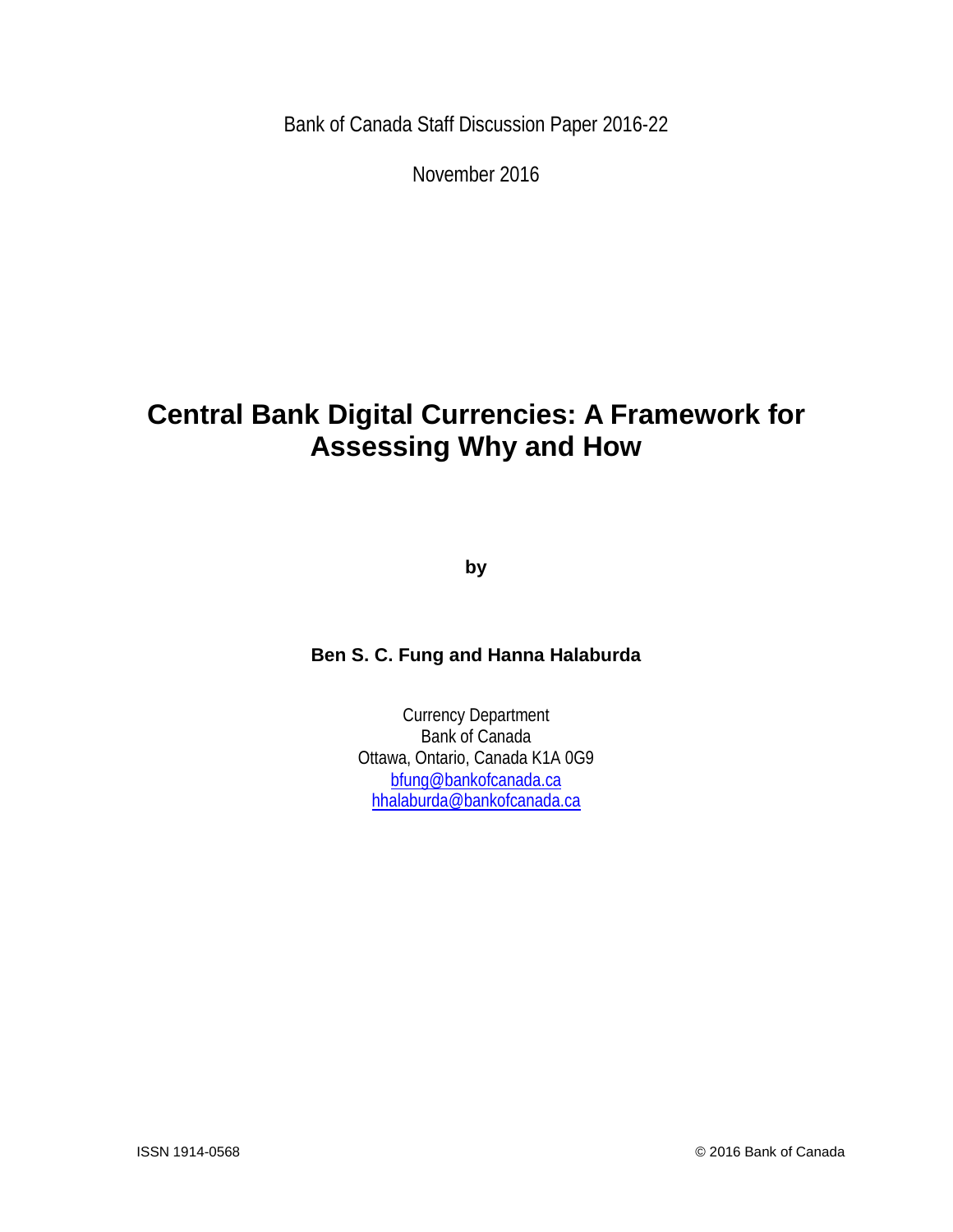Bank of Canada Staff Discussion Paper 2016-22

November 2016

# Central Bank Digital Currencies: A Framework for Assessing Why and How

**by**

**Ben S. C. Fung and Hanna Halaburda**

Currency Department
Bank of Canada
Ottawa, Ontario, Canada K1A 0G9
bfung@bankofcanada.ca
hhalaburda@bankofcanada.ca

ISSN 1914-0568

© 2016 Bank of Canada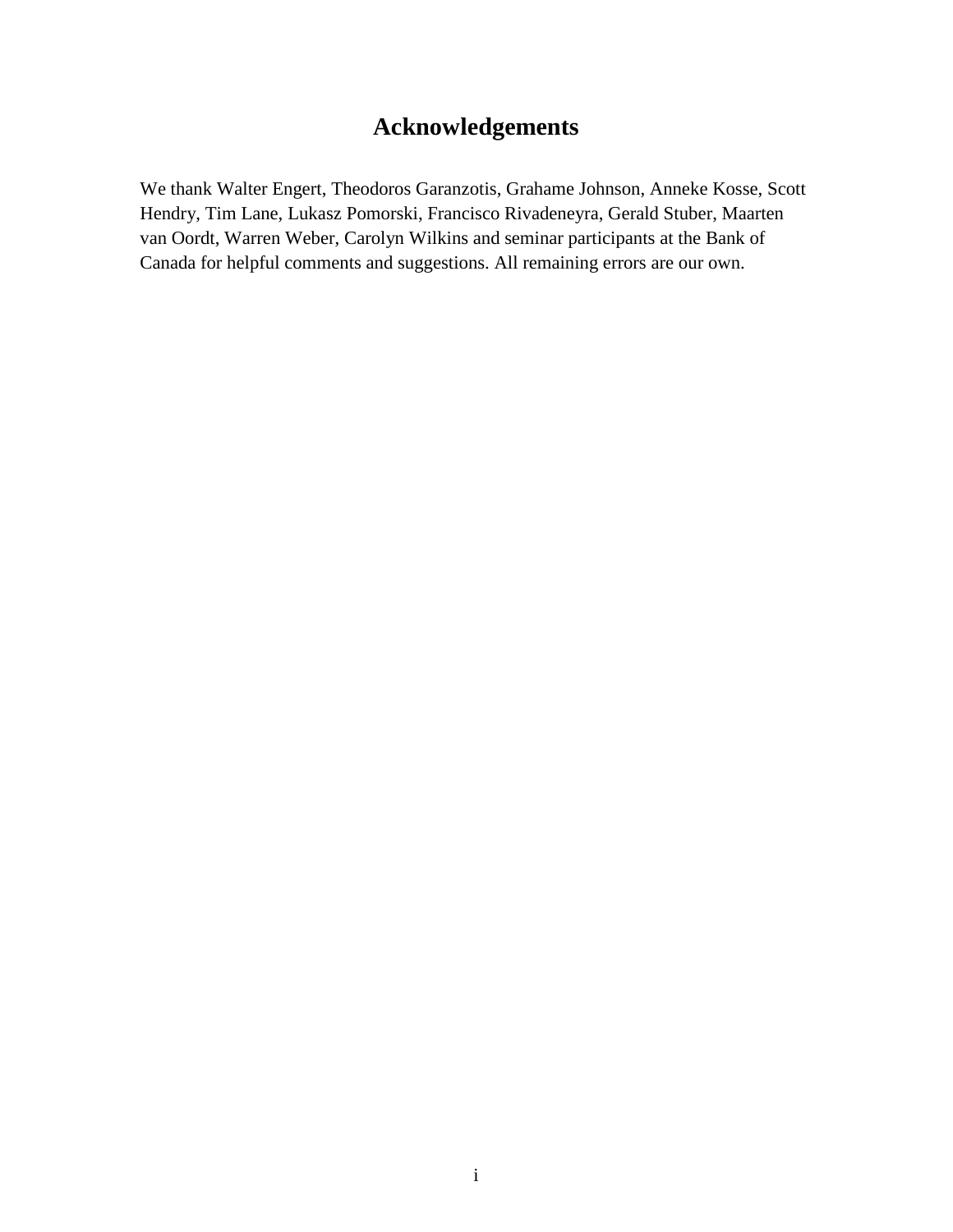# Acknowledgements

We thank Walter Engert, Theodoros Garanzotis, Grahame Johnson, Anneke Kosse, Scott Hendry, Tim Lane, Lukasz Pomorski, Francisco Rivadeneyra, Gerald Stuber, Maarten van Oordt, Warren Weber, Carolyn Wilkins and seminar participants at the Bank of Canada for helpful comments and suggestions. All remaining errors are our own.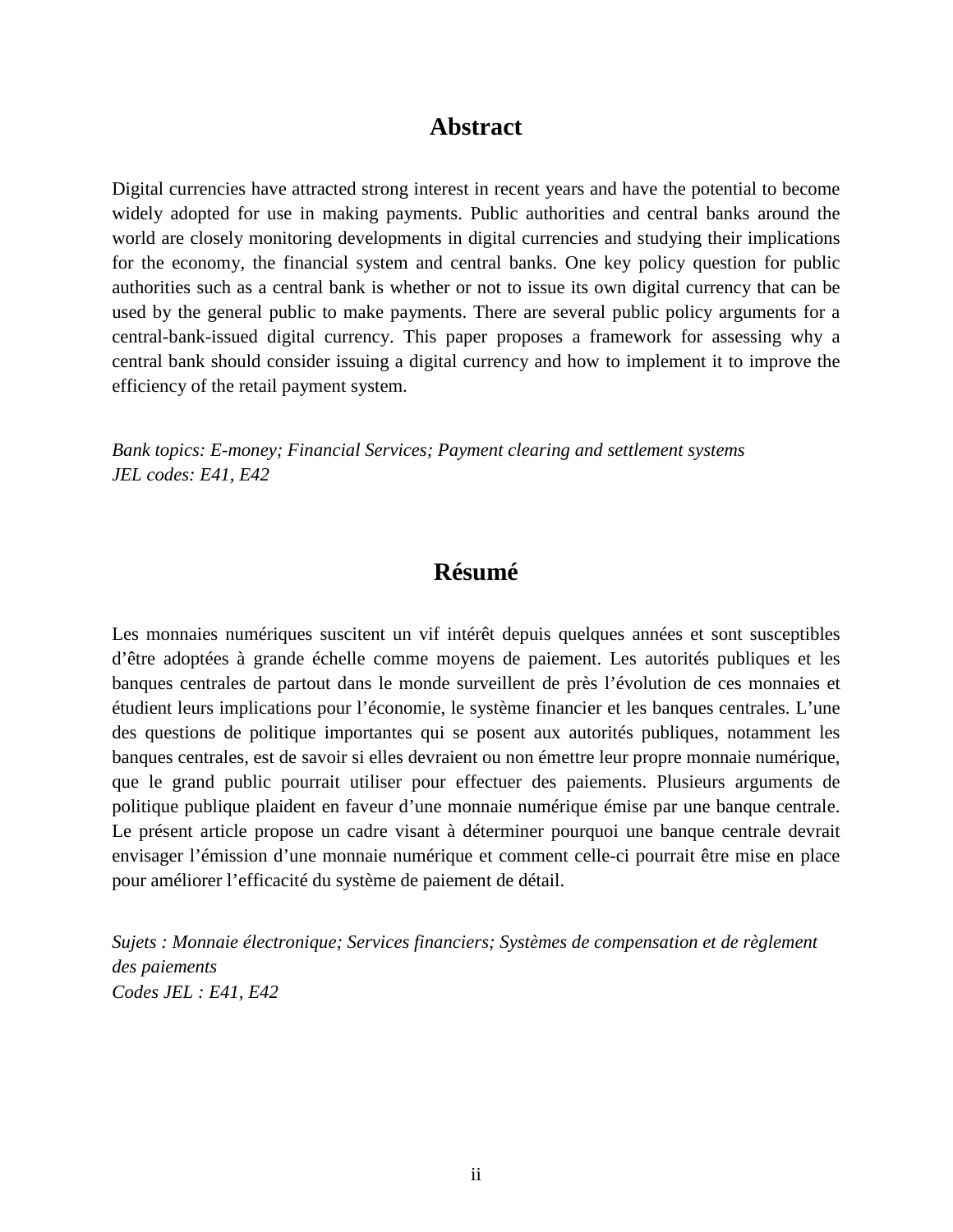## Abstract

Digital currencies have attracted strong interest in recent years and have the potential to become widely adopted for use in making payments. Public authorities and central banks around the world are closely monitoring developments in digital currencies and studying their implications for the economy, the financial system and central banks. One key policy question for public authorities such as a central bank is whether or not to issue its own digital currency that can be used by the general public to make payments. There are several public policy arguments for a central-bank-issued digital currency. This paper proposes a framework for assessing why a central bank should consider issuing a digital currency and how to implement it to improve the efficiency of the retail payment system.

*Bank topics: E-money; Financial Services; Payment clearing and settlement systems*
*JEL codes: E41, E42*

## Résumé

Les monnaies numériques suscitent un vif intérêt depuis quelques années et sont susceptibles d'être adoptées à grande échelle comme moyens de paiement. Les autorités publiques et les banques centrales de partout dans le monde surveillent de près l'évolution de ces monnaies et étudient leurs implications pour l'économie, le système financier et les banques centrales. L'une des questions de politique importantes qui se posent aux autorités publiques, notamment les banques centrales, est de savoir si elles devraient ou non émettre leur propre monnaie numérique, que le grand public pourrait utiliser pour effectuer des paiements. Plusieurs arguments de politique publique plaident en faveur d'une monnaie numérique émise par une banque centrale. Le présent article propose un cadre visant à déterminer pourquoi une banque centrale devrait envisager l'émission d'une monnaie numérique et comment celle-ci pourrait être mise en place pour améliorer l'efficacité du système de paiement de détail.

*Sujets : Monnaie électronique; Services financiers; Systèmes de compensation et de règlement des paiements*
*Codes JEL : E41, E42*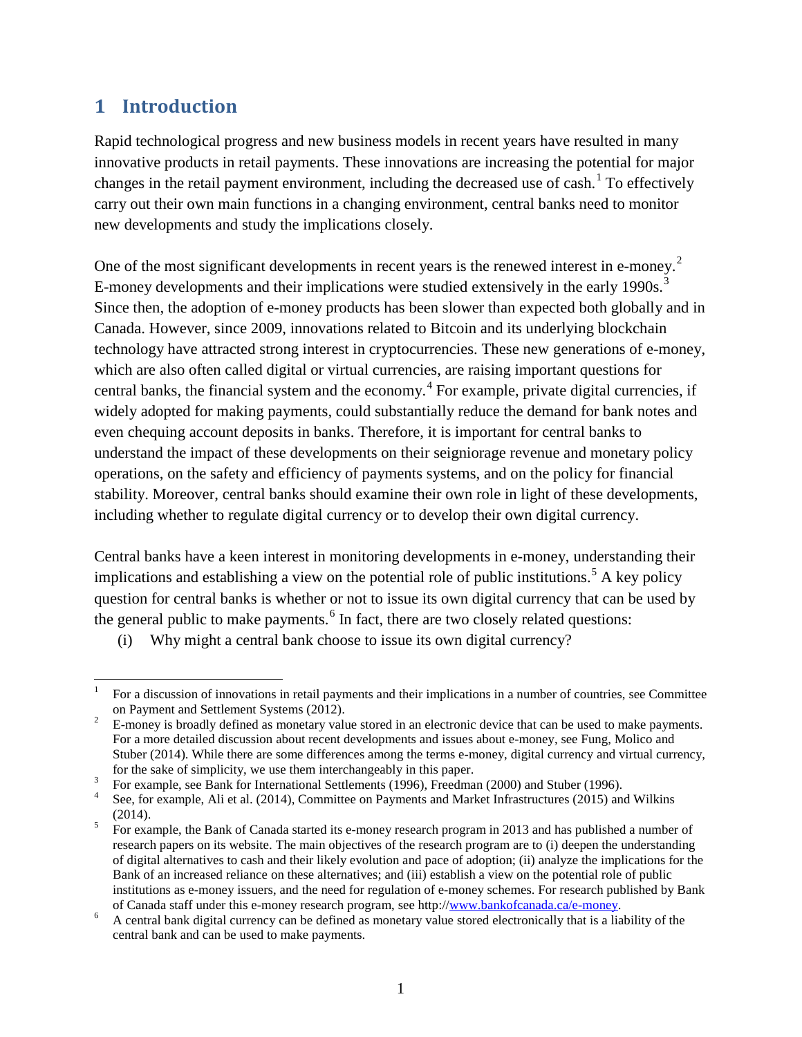# 1 Introduction

Rapid technological progress and new business models in recent years have resulted in many innovative products in retail payments. These innovations are increasing the potential for major changes in the retail payment environment, including the decreased use of cash.[1] To effectively carry out their own main functions in a changing environment, central banks need to monitor new developments and study the implications closely.

One of the most significant developments in recent years is the renewed interest in e-money.[2] E-money developments and their implications were studied extensively in the early 1990s.[3] Since then, the adoption of e-money products has been slower than expected both globally and in Canada. However, since 2009, innovations related to Bitcoin and its underlying blockchain technology have attracted strong interest in cryptocurrencies. These new generations of e-money, which are also often called digital or virtual currencies, are raising important questions for central banks, the financial system and the economy.[4] For example, private digital currencies, if widely adopted for making payments, could substantially reduce the demand for bank notes and even chequing account deposits in banks. Therefore, it is important for central banks to understand the impact of these developments on their seigniorage revenue and monetary policy operations, on the safety and efficiency of payments systems, and on the policy for financial stability. Moreover, central banks should examine their own role in light of these developments, including whether to regulate digital currency or to develop their own digital currency.

Central banks have a keen interest in monitoring developments in e-money, understanding their implications and establishing a view on the potential role of public institutions.[5] A key policy question for central banks is whether or not to issue its own digital currency that can be used by the general public to make payments.[6] In fact, there are two closely related questions:

(i) Why might a central bank choose to issue its own digital currency?

---

[1] For a discussion of innovations in retail payments and their implications in a number of countries, see Committee on Payment and Settlement Systems (2012).

[2] E-money is broadly defined as monetary value stored in an electronic device that can be used to make payments. For a more detailed discussion about recent developments and issues about e-money, see Fung, Molico and Stuber (2014). While there are some differences among the terms e-money, digital currency and virtual currency, for the sake of simplicity, we use them interchangeably in this paper.

[3] For example, see Bank for International Settlements (1996), Freedman (2000) and Stuber (1996).

[4] See, for example, Ali et al. (2014), Committee on Payments and Market Infrastructures (2015) and Wilkins (2014).

[5] For example, the Bank of Canada started its e-money research program in 2013 and has published a number of research papers on its website. The main objectives of the research program are to (i) deepen the understanding of digital alternatives to cash and their likely evolution and pace of adoption; (ii) analyze the implications for the Bank of an increased reliance on these alternatives; and (iii) establish a view on the potential role of public institutions as e-money issuers, and the need for regulation of e-money schemes. For research published by Bank of Canada staff under this e-money research program, see http://www.bankofcanada.ca/e-money.

[6] A central bank digital currency can be defined as monetary value stored electronically that is a liability of the central bank and can be used to make payments.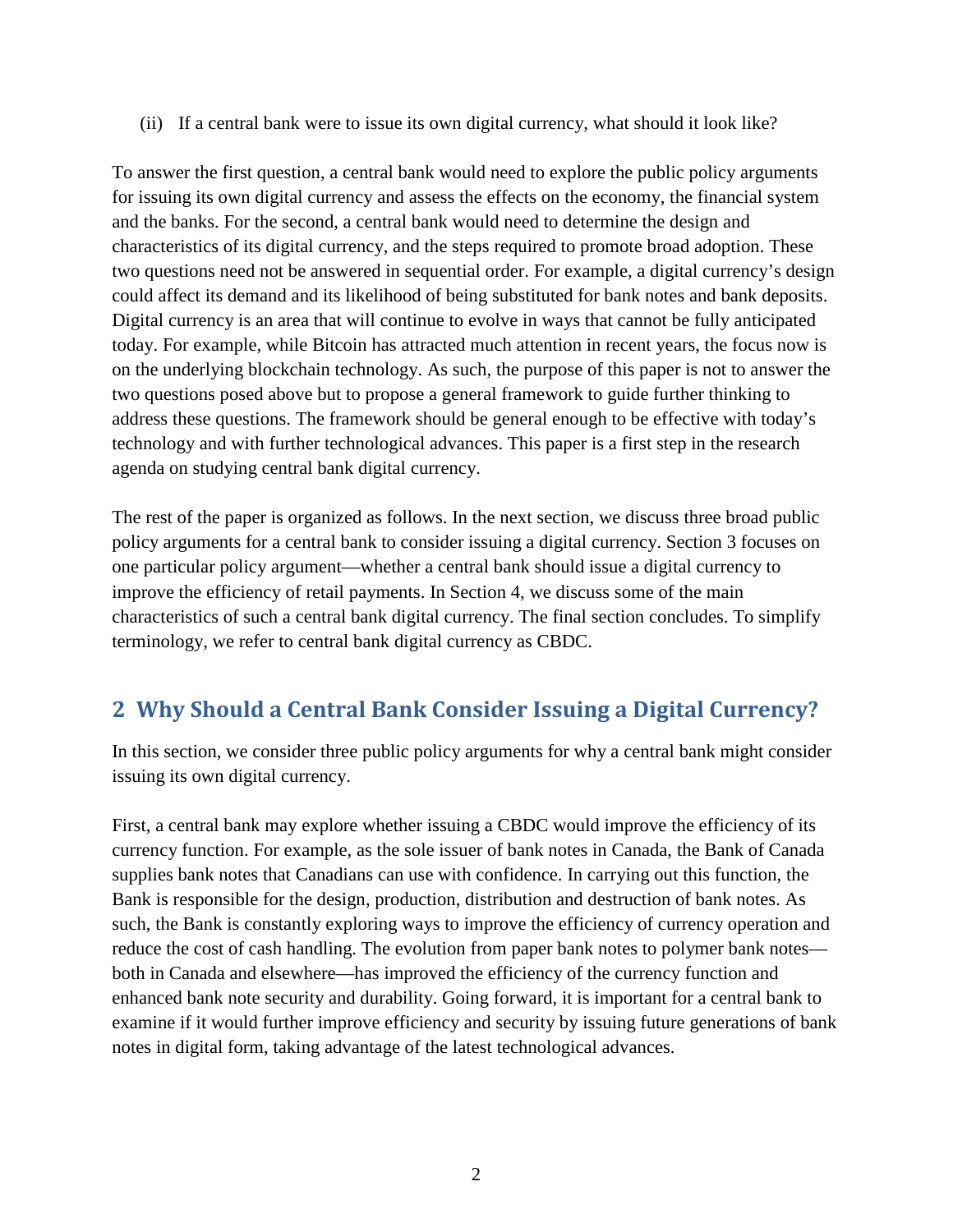(ii) If a central bank were to issue its own digital currency, what should it look like?

To answer the first question, a central bank would need to explore the public policy arguments for issuing its own digital currency and assess the effects on the economy, the financial system and the banks. For the second, a central bank would need to determine the design and characteristics of its digital currency, and the steps required to promote broad adoption. These two questions need not be answered in sequential order. For example, a digital currency's design could affect its demand and its likelihood of being substituted for bank notes and bank deposits. Digital currency is an area that will continue to evolve in ways that cannot be fully anticipated today. For example, while Bitcoin has attracted much attention in recent years, the focus now is on the underlying blockchain technology. As such, the purpose of this paper is not to answer the two questions posed above but to propose a general framework to guide further thinking to address these questions. The framework should be general enough to be effective with today's technology and with further technological advances. This paper is a first step in the research agenda on studying central bank digital currency.

The rest of the paper is organized as follows. In the next section, we discuss three broad public policy arguments for a central bank to consider issuing a digital currency. Section 3 focuses on one particular policy argument—whether a central bank should issue a digital currency to improve the efficiency of retail payments. In Section 4, we discuss some of the main characteristics of such a central bank digital currency. The final section concludes. To simplify terminology, we refer to central bank digital currency as CBDC.

## 2 Why Should a Central Bank Consider Issuing a Digital Currency?

In this section, we consider three public policy arguments for why a central bank might consider issuing its own digital currency.

First, a central bank may explore whether issuing a CBDC would improve the efficiency of its currency function. For example, as the sole issuer of bank notes in Canada, the Bank of Canada supplies bank notes that Canadians can use with confidence. In carrying out this function, the Bank is responsible for the design, production, distribution and destruction of bank notes. As such, the Bank is constantly exploring ways to improve the efficiency of currency operation and reduce the cost of cash handling. The evolution from paper bank notes to polymer bank notes—both in Canada and elsewhere—has improved the efficiency of the currency function and enhanced bank note security and durability. Going forward, it is important for a central bank to examine if it would further improve efficiency and security by issuing future generations of bank notes in digital form, taking advantage of the latest technological advances.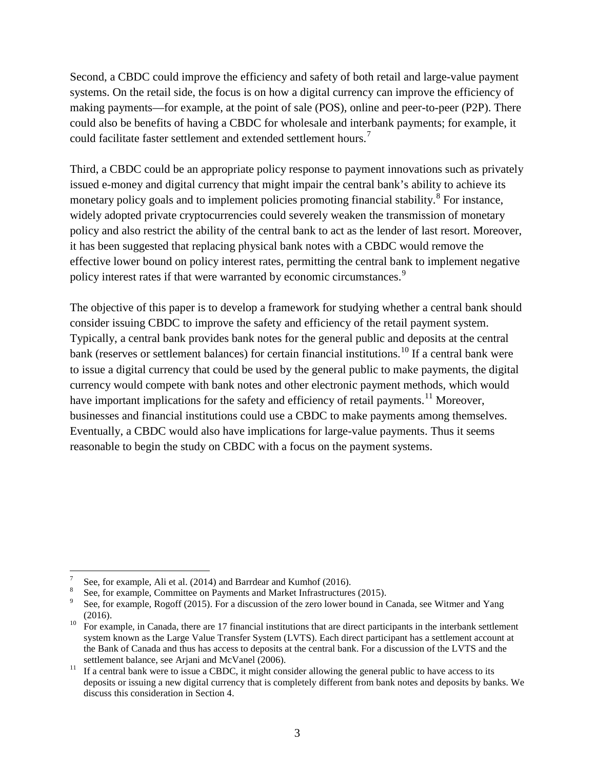Second, a CBDC could improve the efficiency and safety of both retail and large-value payment systems. On the retail side, the focus is on how a digital currency can improve the efficiency of making payments—for example, at the point of sale (POS), online and peer-to-peer (P2P). There could also be benefits of having a CBDC for wholesale and interbank payments; for example, it could facilitate faster settlement and extended settlement hours.[7]

Third, a CBDC could be an appropriate policy response to payment innovations such as privately issued e-money and digital currency that might impair the central bank's ability to achieve its monetary policy goals and to implement policies promoting financial stability.[8] For instance, widely adopted private cryptocurrencies could severely weaken the transmission of monetary policy and also restrict the ability of the central bank to act as the lender of last resort. Moreover, it has been suggested that replacing physical bank notes with a CBDC would remove the effective lower bound on policy interest rates, permitting the central bank to implement negative policy interest rates if that were warranted by economic circumstances.[9]

The objective of this paper is to develop a framework for studying whether a central bank should consider issuing CBDC to improve the safety and efficiency of the retail payment system. Typically, a central bank provides bank notes for the general public and deposits at the central bank (reserves or settlement balances) for certain financial institutions.[10] If a central bank were to issue a digital currency that could be used by the general public to make payments, the digital currency would compete with bank notes and other electronic payment methods, which would have important implications for the safety and efficiency of retail payments.[11] Moreover, businesses and financial institutions could use a CBDC to make payments among themselves. Eventually, a CBDC would also have implications for large-value payments. Thus it seems reasonable to begin the study on CBDC with a focus on the payment systems.

---

[7] See, for example, Ali et al. (2014) and Barrdear and Kumhof (2016).

[8] See, for example, Committee on Payments and Market Infrastructures (2015).

[9] See, for example, Rogoff (2015). For a discussion of the zero lower bound in Canada, see Witmer and Yang (2016).

[10] For example, in Canada, there are 17 financial institutions that are direct participants in the interbank settlement system known as the Large Value Transfer System (LVTS). Each direct participant has a settlement account at the Bank of Canada and thus has access to deposits at the central bank. For a discussion of the LVTS and the settlement balance, see Arjani and McVanel (2006).

[11] If a central bank were to issue a CBDC, it might consider allowing the general public to have access to its deposits or issuing a new digital currency that is completely different from bank notes and deposits by banks. We discuss this consideration in Section 4.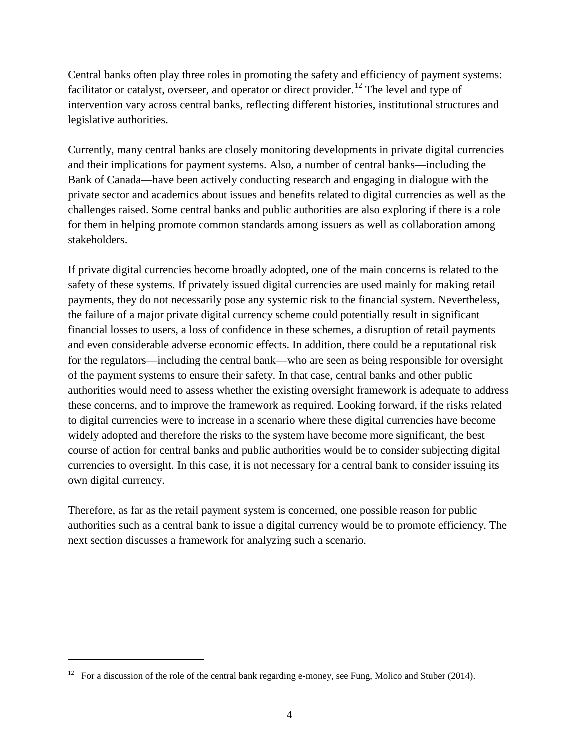Central banks often play three roles in promoting the safety and efficiency of payment systems: facilitator or catalyst, overseer, and operator or direct provider.[12] The level and type of intervention vary across central banks, reflecting different histories, institutional structures and legislative authorities.

Currently, many central banks are closely monitoring developments in private digital currencies and their implications for payment systems. Also, a number of central banks—including the Bank of Canada—have been actively conducting research and engaging in dialogue with the private sector and academics about issues and benefits related to digital currencies as well as the challenges raised. Some central banks and public authorities are also exploring if there is a role for them in helping promote common standards among issuers as well as collaboration among stakeholders.

If private digital currencies become broadly adopted, one of the main concerns is related to the safety of these systems. If privately issued digital currencies are used mainly for making retail payments, they do not necessarily pose any systemic risk to the financial system. Nevertheless, the failure of a major private digital currency scheme could potentially result in significant financial losses to users, a loss of confidence in these schemes, a disruption of retail payments and even considerable adverse economic effects. In addition, there could be a reputational risk for the regulators—including the central bank—who are seen as being responsible for oversight of the payment systems to ensure their safety. In that case, central banks and other public authorities would need to assess whether the existing oversight framework is adequate to address these concerns, and to improve the framework as required. Looking forward, if the risks related to digital currencies were to increase in a scenario where these digital currencies have become widely adopted and therefore the risks to the system have become more significant, the best course of action for central banks and public authorities would be to consider subjecting digital currencies to oversight. In this case, it is not necessary for a central bank to consider issuing its own digital currency.

Therefore, as far as the retail payment system is concerned, one possible reason for public authorities such as a central bank to issue a digital currency would be to promote efficiency. The next section discusses a framework for analyzing such a scenario.

---

[12] For a discussion of the role of the central bank regarding e-money, see Fung, Molico and Stuber (2014).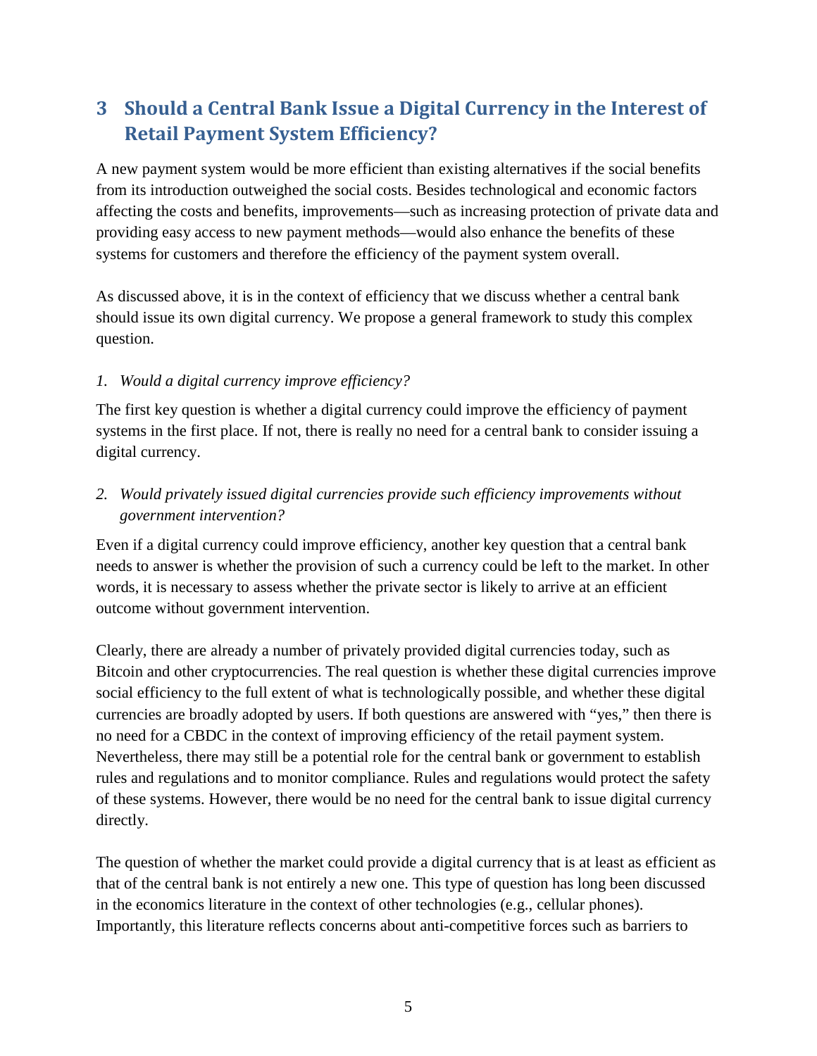## 3 Should a Central Bank Issue a Digital Currency in the Interest of Retail Payment System Efficiency?

A new payment system would be more efficient than existing alternatives if the social benefits from its introduction outweighed the social costs. Besides technological and economic factors affecting the costs and benefits, improvements—such as increasing protection of private data and providing easy access to new payment methods—would also enhance the benefits of these systems for customers and therefore the efficiency of the payment system overall.

As discussed above, it is in the context of efficiency that we discuss whether a central bank should issue its own digital currency. We propose a general framework to study this complex question.

*1. Would a digital currency improve efficiency?*

The first key question is whether a digital currency could improve the efficiency of payment systems in the first place. If not, there is really no need for a central bank to consider issuing a digital currency.

*2. Would privately issued digital currencies provide such efficiency improvements without government intervention?*

Even if a digital currency could improve efficiency, another key question that a central bank needs to answer is whether the provision of such a currency could be left to the market. In other words, it is necessary to assess whether the private sector is likely to arrive at an efficient outcome without government intervention.

Clearly, there are already a number of privately provided digital currencies today, such as Bitcoin and other cryptocurrencies. The real question is whether these digital currencies improve social efficiency to the full extent of what is technologically possible, and whether these digital currencies are broadly adopted by users. If both questions are answered with "yes," then there is no need for a CBDC in the context of improving efficiency of the retail payment system. Nevertheless, there may still be a potential role for the central bank or government to establish rules and regulations and to monitor compliance. Rules and regulations would protect the safety of these systems. However, there would be no need for the central bank to issue digital currency directly.

The question of whether the market could provide a digital currency that is at least as efficient as that of the central bank is not entirely a new one. This type of question has long been discussed in the economics literature in the context of other technologies (e.g., cellular phones). Importantly, this literature reflects concerns about anti-competitive forces such as barriers to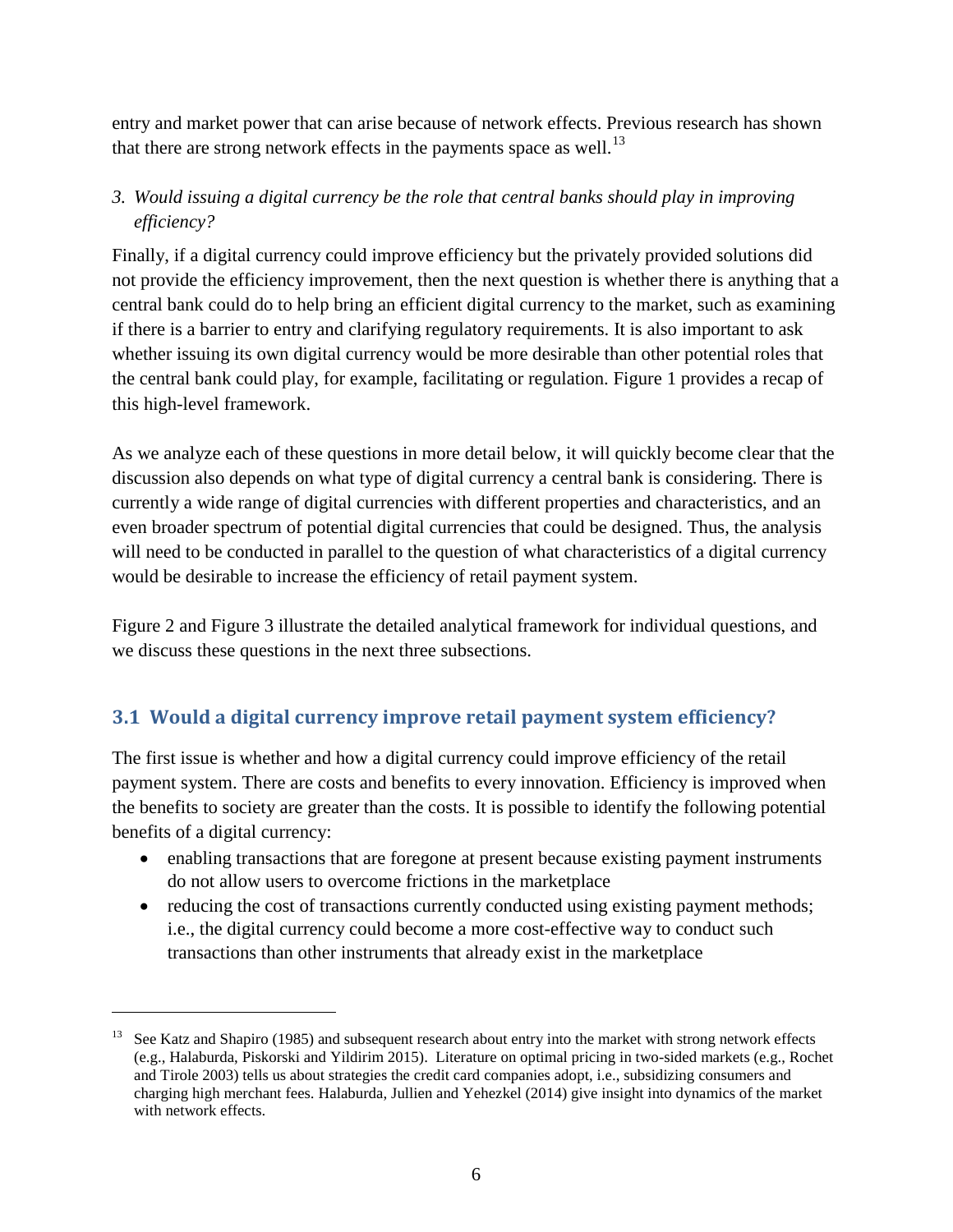entry and market power that can arise because of network effects. Previous research has shown that there are strong network effects in the payments space as well.[13]

3. *Would issuing a digital currency be the role that central banks should play in improving efficiency?*

Finally, if a digital currency could improve efficiency but the privately provided solutions did not provide the efficiency improvement, then the next question is whether there is anything that a central bank could do to help bring an efficient digital currency to the market, such as examining if there is a barrier to entry and clarifying regulatory requirements. It is also important to ask whether issuing its own digital currency would be more desirable than other potential roles that the central bank could play, for example, facilitating or regulation. Figure 1 provides a recap of this high-level framework.

As we analyze each of these questions in more detail below, it will quickly become clear that the discussion also depends on what type of digital currency a central bank is considering. There is currently a wide range of digital currencies with different properties and characteristics, and an even broader spectrum of potential digital currencies that could be designed. Thus, the analysis will need to be conducted in parallel to the question of what characteristics of a digital currency would be desirable to increase the efficiency of retail payment system.

Figure 2 and Figure 3 illustrate the detailed analytical framework for individual questions, and we discuss these questions in the next three subsections.

## 3.1 Would a digital currency improve retail payment system efficiency?

The first issue is whether and how a digital currency could improve efficiency of the retail payment system. There are costs and benefits to every innovation. Efficiency is improved when the benefits to society are greater than the costs. It is possible to identify the following potential benefits of a digital currency:

- enabling transactions that are foregone at present because existing payment instruments do not allow users to overcome frictions in the marketplace
- reducing the cost of transactions currently conducted using existing payment methods; i.e., the digital currency could become a more cost-effective way to conduct such transactions than other instruments that already exist in the marketplace

[13] See Katz and Shapiro (1985) and subsequent research about entry into the market with strong network effects (e.g., Halaburda, Piskorski and Yildirim 2015). Literature on optimal pricing in two-sided markets (e.g., Rochet and Tirole 2003) tells us about strategies the credit card companies adopt, i.e., subsidizing consumers and charging high merchant fees. Halaburda, Jullien and Yehezkel (2014) give insight into dynamics of the market with network effects.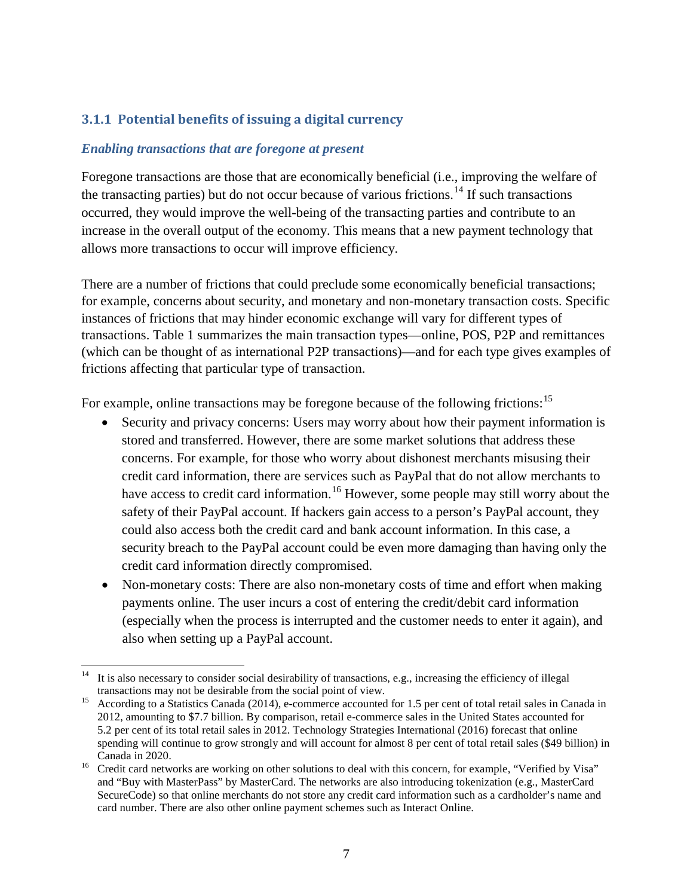### 3.1.1 Potential benefits of issuing a digital currency

#### *Enabling transactions that are foregone at present*

Foregone transactions are those that are economically beneficial (i.e., improving the welfare of the transacting parties) but do not occur because of various frictions.[14] If such transactions occurred, they would improve the well-being of the transacting parties and contribute to an increase in the overall output of the economy. This means that a new payment technology that allows more transactions to occur will improve efficiency.

There are a number of frictions that could preclude some economically beneficial transactions; for example, concerns about security, and monetary and non-monetary transaction costs. Specific instances of frictions that may hinder economic exchange will vary for different types of transactions. Table 1 summarizes the main transaction types—online, POS, P2P and remittances (which can be thought of as international P2P transactions)—and for each type gives examples of frictions affecting that particular type of transaction.

For example, online transactions may be foregone because of the following frictions:[15]

- Security and privacy concerns: Users may worry about how their payment information is stored and transferred. However, there are some market solutions that address these concerns. For example, for those who worry about dishonest merchants misusing their credit card information, there are services such as PayPal that do not allow merchants to have access to credit card information.[16] However, some people may still worry about the safety of their PayPal account. If hackers gain access to a person's PayPal account, they could also access both the credit card and bank account information. In this case, a security breach to the PayPal account could be even more damaging than having only the credit card information directly compromised.
- Non-monetary costs: There are also non-monetary costs of time and effort when making payments online. The user incurs a cost of entering the credit/debit card information (especially when the process is interrupted and the customer needs to enter it again), and also when setting up a PayPal account.

---

[14] It is also necessary to consider social desirability of transactions, e.g., increasing the efficiency of illegal transactions may not be desirable from the social point of view.

[15] According to a Statistics Canada (2014), e-commerce accounted for 1.5 per cent of total retail sales in Canada in 2012, amounting to $7.7 billion. By comparison, retail e-commerce sales in the United States accounted for 5.2 per cent of its total retail sales in 2012. Technology Strategies International (2016) forecast that online spending will continue to grow strongly and will account for almost 8 per cent of total retail sales ($49 billion) in Canada in 2020.

[16] Credit card networks are working on other solutions to deal with this concern, for example, "Verified by Visa" and "Buy with MasterPass" by MasterCard. The networks are also introducing tokenization (e.g., MasterCard SecureCode) so that online merchants do not store any credit card information such as a cardholder's name and card number. There are also other online payment schemes such as Interact Online.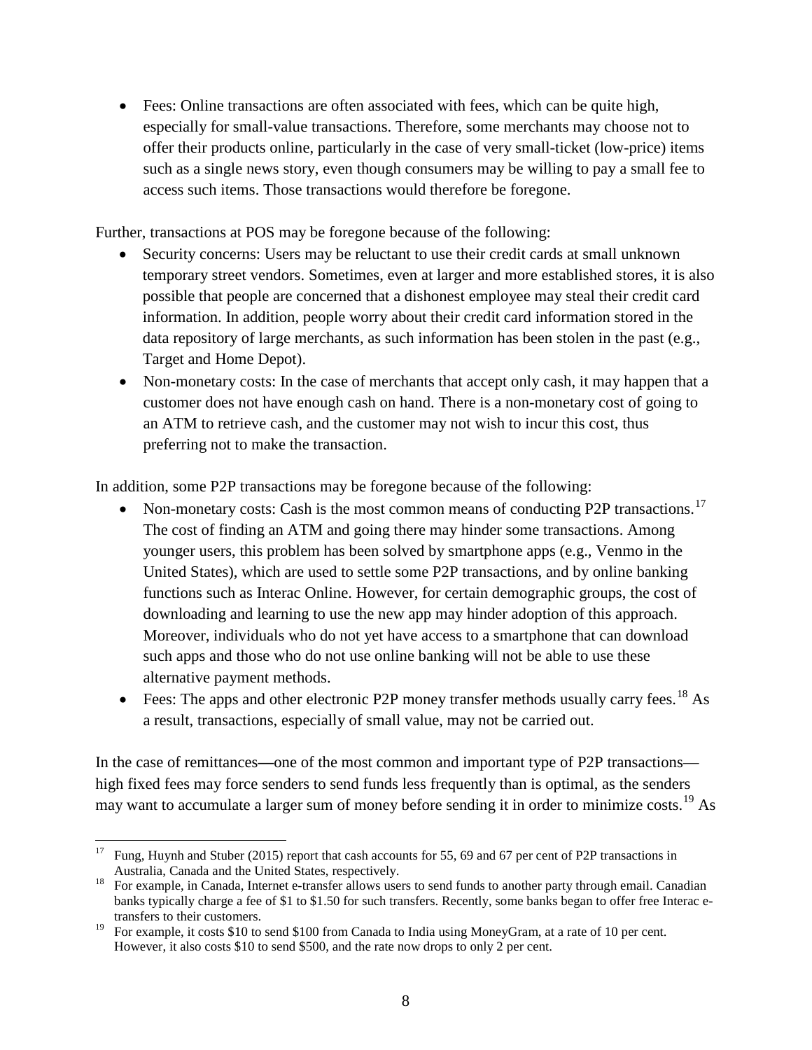- Fees: Online transactions are often associated with fees, which can be quite high, especially for small-value transactions. Therefore, some merchants may choose not to offer their products online, particularly in the case of very small-ticket (low-price) items such as a single news story, even though consumers may be willing to pay a small fee to access such items. Those transactions would therefore be foregone.

Further, transactions at POS may be foregone because of the following:

- Security concerns: Users may be reluctant to use their credit cards at small unknown temporary street vendors. Sometimes, even at larger and more established stores, it is also possible that people are concerned that a dishonest employee may steal their credit card information. In addition, people worry about their credit card information stored in the data repository of large merchants, as such information has been stolen in the past (e.g., Target and Home Depot).
- Non-monetary costs: In the case of merchants that accept only cash, it may happen that a customer does not have enough cash on hand. There is a non-monetary cost of going to an ATM to retrieve cash, and the customer may not wish to incur this cost, thus preferring not to make the transaction.

In addition, some P2P transactions may be foregone because of the following:

- Non-monetary costs: Cash is the most common means of conducting P2P transactions.[17] The cost of finding an ATM and going there may hinder some transactions. Among younger users, this problem has been solved by smartphone apps (e.g., Venmo in the United States), which are used to settle some P2P transactions, and by online banking functions such as Interac Online. However, for certain demographic groups, the cost of downloading and learning to use the new app may hinder adoption of this approach. Moreover, individuals who do not yet have access to a smartphone that can download such apps and those who do not use online banking will not be able to use these alternative payment methods.
- Fees: The apps and other electronic P2P money transfer methods usually carry fees.[18] As a result, transactions, especially of small value, may not be carried out.

In the case of remittances—one of the most common and important type of P2P transactions—high fixed fees may force senders to send funds less frequently than is optimal, as the senders may want to accumulate a larger sum of money before sending it in order to minimize costs.[19] As

---

[17] Fung, Huynh and Stuber (2015) report that cash accounts for 55, 69 and 67 per cent of P2P transactions in Australia, Canada and the United States, respectively.

[18] For example, in Canada, Internet e-transfer allows users to send funds to another party through email. Canadian banks typically charge a fee of $1 to $1.50 for such transfers. Recently, some banks began to offer free Interac e-transfers to their customers.

[19] For example, it costs $10 to send $100 from Canada to India using MoneyGram, at a rate of 10 per cent. However, it also costs $10 to send $500, and the rate now drops to only 2 per cent.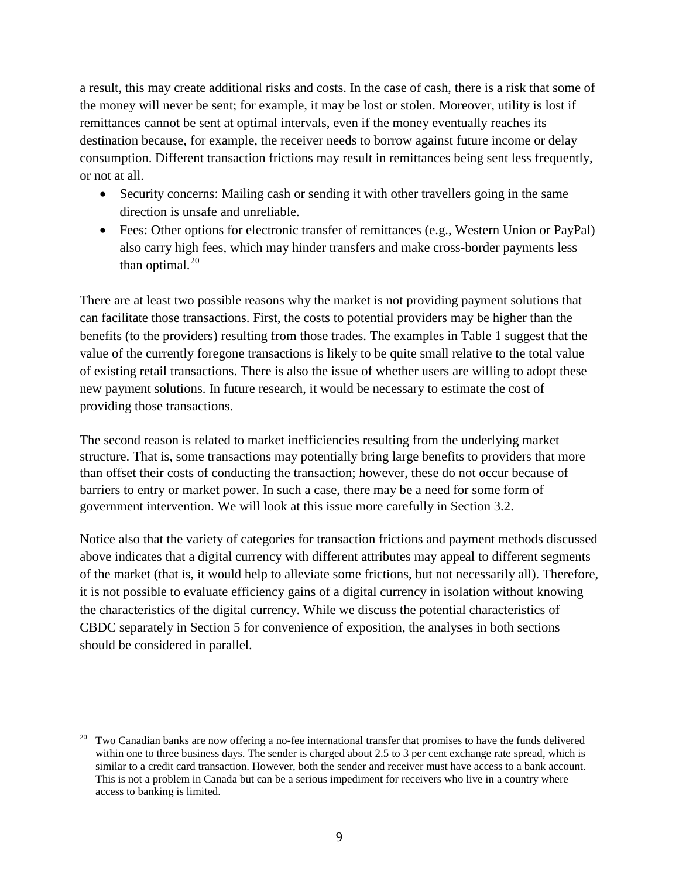a result, this may create additional risks and costs. In the case of cash, there is a risk that some of the money will never be sent; for example, it may be lost or stolen. Moreover, utility is lost if remittances cannot be sent at optimal intervals, even if the money eventually reaches its destination because, for example, the receiver needs to borrow against future income or delay consumption. Different transaction frictions may result in remittances being sent less frequently, or not at all.

- Security concerns: Mailing cash or sending it with other travellers going in the same direction is unsafe and unreliable.
- Fees: Other options for electronic transfer of remittances (e.g., Western Union or PayPal) also carry high fees, which may hinder transfers and make cross-border payments less than optimal.[20]

There are at least two possible reasons why the market is not providing payment solutions that can facilitate those transactions. First, the costs to potential providers may be higher than the benefits (to the providers) resulting from those trades. The examples in Table 1 suggest that the value of the currently foregone transactions is likely to be quite small relative to the total value of existing retail transactions. There is also the issue of whether users are willing to adopt these new payment solutions. In future research, it would be necessary to estimate the cost of providing those transactions.

The second reason is related to market inefficiencies resulting from the underlying market structure. That is, some transactions may potentially bring large benefits to providers that more than offset their costs of conducting the transaction; however, these do not occur because of barriers to entry or market power. In such a case, there may be a need for some form of government intervention. We will look at this issue more carefully in Section 3.2.

Notice also that the variety of categories for transaction frictions and payment methods discussed above indicates that a digital currency with different attributes may appeal to different segments of the market (that is, it would help to alleviate some frictions, but not necessarily all). Therefore, it is not possible to evaluate efficiency gains of a digital currency in isolation without knowing the characteristics of the digital currency. While we discuss the potential characteristics of CBDC separately in Section 5 for convenience of exposition, the analyses in both sections should be considered in parallel.

[20] Two Canadian banks are now offering a no-fee international transfer that promises to have the funds delivered within one to three business days. The sender is charged about 2.5 to 3 per cent exchange rate spread, which is similar to a credit card transaction. However, both the sender and receiver must have access to a bank account. This is not a problem in Canada but can be a serious impediment for receivers who live in a country where access to banking is limited.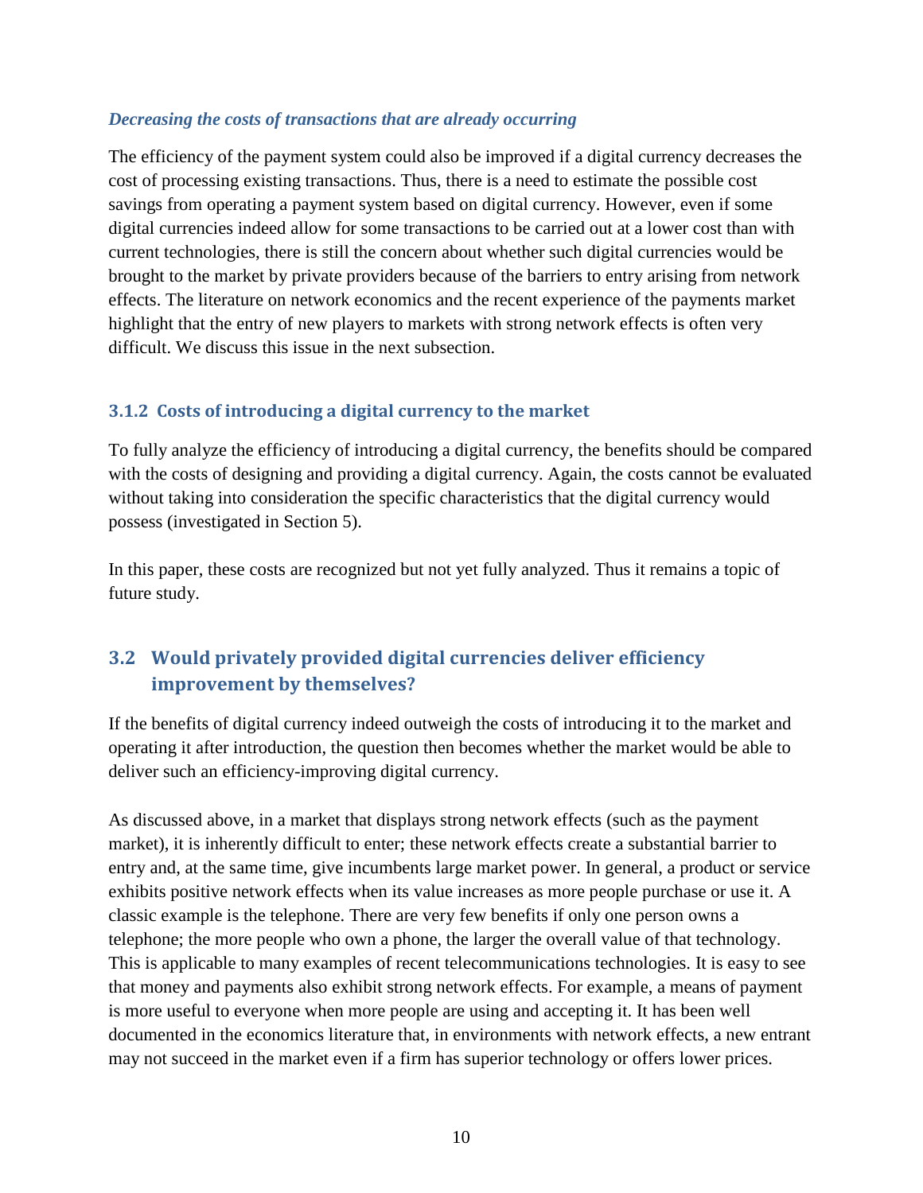*Decreasing the costs of transactions that are already occurring*

The efficiency of the payment system could also be improved if a digital currency decreases the cost of processing existing transactions. Thus, there is a need to estimate the possible cost savings from operating a payment system based on digital currency. However, even if some digital currencies indeed allow for some transactions to be carried out at a lower cost than with current technologies, there is still the concern about whether such digital currencies would be brought to the market by private providers because of the barriers to entry arising from network effects. The literature on network economics and the recent experience of the payments market highlight that the entry of new players to markets with strong network effects is often very difficult. We discuss this issue in the next subsection.

### 3.1.2 Costs of introducing a digital currency to the market

To fully analyze the efficiency of introducing a digital currency, the benefits should be compared with the costs of designing and providing a digital currency. Again, the costs cannot be evaluated without taking into consideration the specific characteristics that the digital currency would possess (investigated in Section 5).

In this paper, these costs are recognized but not yet fully analyzed. Thus it remains a topic of future study.

## 3.2 Would privately provided digital currencies deliver efficiency improvement by themselves?

If the benefits of digital currency indeed outweigh the costs of introducing it to the market and operating it after introduction, the question then becomes whether the market would be able to deliver such an efficiency-improving digital currency.

As discussed above, in a market that displays strong network effects (such as the payment market), it is inherently difficult to enter; these network effects create a substantial barrier to entry and, at the same time, give incumbents large market power. In general, a product or service exhibits positive network effects when its value increases as more people purchase or use it. A classic example is the telephone. There are very few benefits if only one person owns a telephone; the more people who own a phone, the larger the overall value of that technology. This is applicable to many examples of recent telecommunications technologies. It is easy to see that money and payments also exhibit strong network effects. For example, a means of payment is more useful to everyone when more people are using and accepting it. It has been well documented in the economics literature that, in environments with network effects, a new entrant may not succeed in the market even if a firm has superior technology or offers lower prices.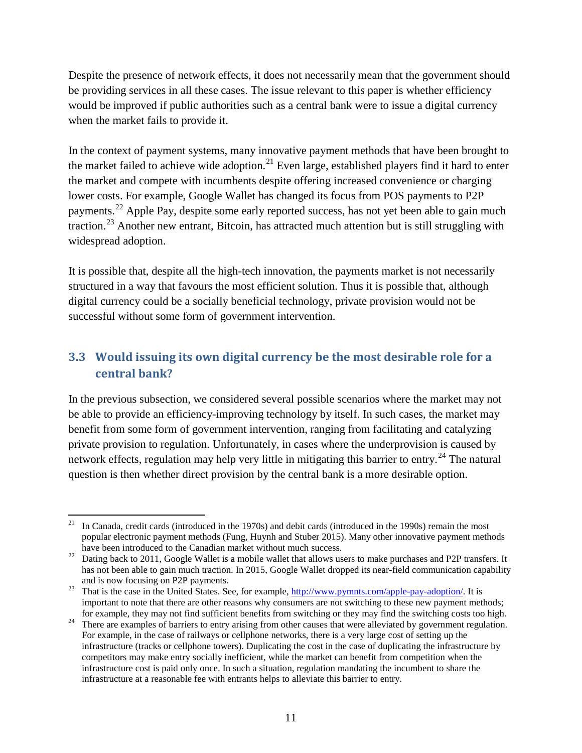Despite the presence of network effects, it does not necessarily mean that the government should be providing services in all these cases. The issue relevant to this paper is whether efficiency would be improved if public authorities such as a central bank were to issue a digital currency when the market fails to provide it.

In the context of payment systems, many innovative payment methods that have been brought to the market failed to achieve wide adoption.[21] Even large, established players find it hard to enter the market and compete with incumbents despite offering increased convenience or charging lower costs. For example, Google Wallet has changed its focus from POS payments to P2P payments.[22] Apple Pay, despite some early reported success, has not yet been able to gain much traction.[23] Another new entrant, Bitcoin, has attracted much attention but is still struggling with widespread adoption.

It is possible that, despite all the high-tech innovation, the payments market is not necessarily structured in a way that favours the most efficient solution. Thus it is possible that, although digital currency could be a socially beneficial technology, private provision would not be successful without some form of government intervention.

## 3.3 Would issuing its own digital currency be the most desirable role for a central bank?

In the previous subsection, we considered several possible scenarios where the market may not be able to provide an efficiency-improving technology by itself. In such cases, the market may benefit from some form of government intervention, ranging from facilitating and catalyzing private provision to regulation. Unfortunately, in cases where the underprovision is caused by network effects, regulation may help very little in mitigating this barrier to entry.[24] The natural question is then whether direct provision by the central bank is a more desirable option.

---

[21] In Canada, credit cards (introduced in the 1970s) and debit cards (introduced in the 1990s) remain the most popular electronic payment methods (Fung, Huynh and Stuber 2015). Many other innovative payment methods have been introduced to the Canadian market without much success.

[22] Dating back to 2011, Google Wallet is a mobile wallet that allows users to make purchases and P2P transfers. It has not been able to gain much traction. In 2015, Google Wallet dropped its near-field communication capability and is now focusing on P2P payments.

[23] That is the case in the United States. See, for example, http://www.pymnts.com/apple-pay-adoption/. It is important to note that there are other reasons why consumers are not switching to these new payment methods; for example, they may not find sufficient benefits from switching or they may find the switching costs too high.

[24] There are examples of barriers to entry arising from other causes that were alleviated by government regulation. For example, in the case of railways or cellphone networks, there is a very large cost of setting up the infrastructure (tracks or cellphone towers). Duplicating the cost in the case of duplicating the infrastructure by competitors may make entry socially inefficient, while the market can benefit from competition when the infrastructure cost is paid only once. In such a situation, regulation mandating the incumbent to share the infrastructure at a reasonable fee with entrants helps to alleviate this barrier to entry.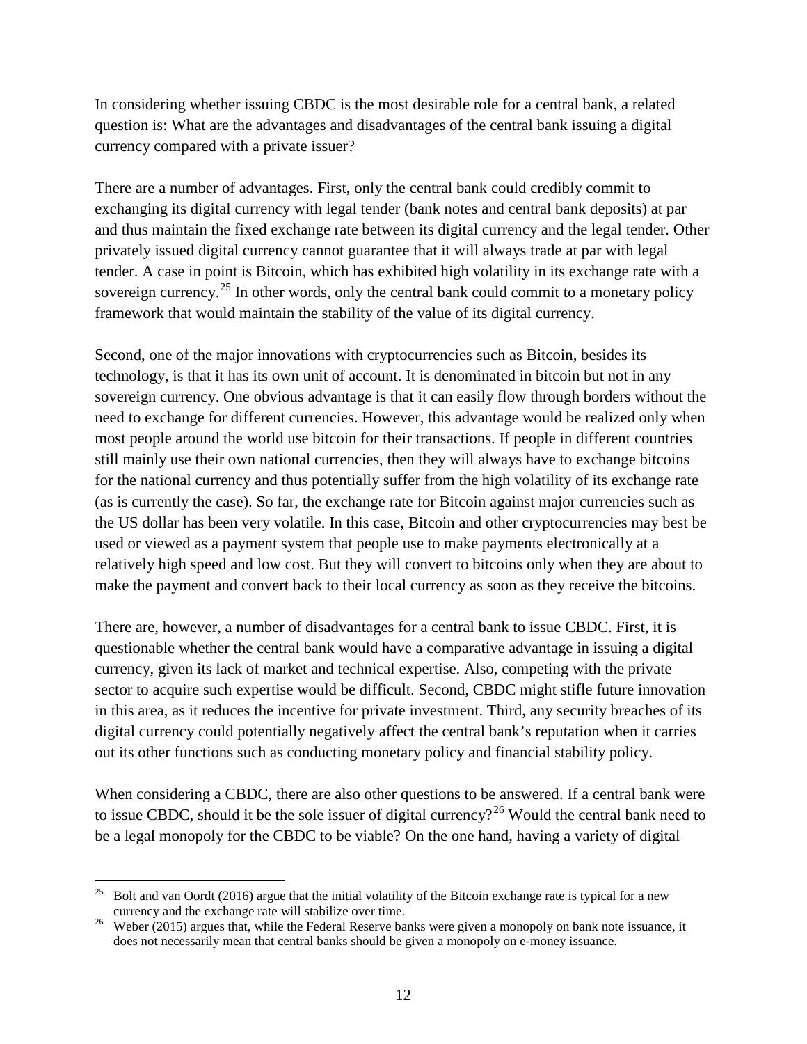In considering whether issuing CBDC is the most desirable role for a central bank, a related question is: What are the advantages and disadvantages of the central bank issuing a digital currency compared with a private issuer?

There are a number of advantages. First, only the central bank could credibly commit to exchanging its digital currency with legal tender (bank notes and central bank deposits) at par and thus maintain the fixed exchange rate between its digital currency and the legal tender. Other privately issued digital currency cannot guarantee that it will always trade at par with legal tender. A case in point is Bitcoin, which has exhibited high volatility in its exchange rate with a sovereign currency.[25] In other words, only the central bank could commit to a monetary policy framework that would maintain the stability of the value of its digital currency.

Second, one of the major innovations with cryptocurrencies such as Bitcoin, besides its technology, is that it has its own unit of account. It is denominated in bitcoin but not in any sovereign currency. One obvious advantage is that it can easily flow through borders without the need to exchange for different currencies. However, this advantage would be realized only when most people around the world use bitcoin for their transactions. If people in different countries still mainly use their own national currencies, then they will always have to exchange bitcoins for the national currency and thus potentially suffer from the high volatility of its exchange rate (as is currently the case). So far, the exchange rate for Bitcoin against major currencies such as the US dollar has been very volatile. In this case, Bitcoin and other cryptocurrencies may best be used or viewed as a payment system that people use to make payments electronically at a relatively high speed and low cost. But they will convert to bitcoins only when they are about to make the payment and convert back to their local currency as soon as they receive the bitcoins.

There are, however, a number of disadvantages for a central bank to issue CBDC. First, it is questionable whether the central bank would have a comparative advantage in issuing a digital currency, given its lack of market and technical expertise. Also, competing with the private sector to acquire such expertise would be difficult. Second, CBDC might stifle future innovation in this area, as it reduces the incentive for private investment. Third, any security breaches of its digital currency could potentially negatively affect the central bank's reputation when it carries out its other functions such as conducting monetary policy and financial stability policy.

When considering a CBDC, there are also other questions to be answered. If a central bank were to issue CBDC, should it be the sole issuer of digital currency?[26] Would the central bank need to be a legal monopoly for the CBDC to be viable? On the one hand, having a variety of digital

---

[25] Bolt and van Oordt (2016) argue that the initial volatility of the Bitcoin exchange rate is typical for a new currency and the exchange rate will stabilize over time.

[26] Weber (2015) argues that, while the Federal Reserve banks were given a monopoly on bank note issuance, it does not necessarily mean that central banks should be given a monopoly on e-money issuance.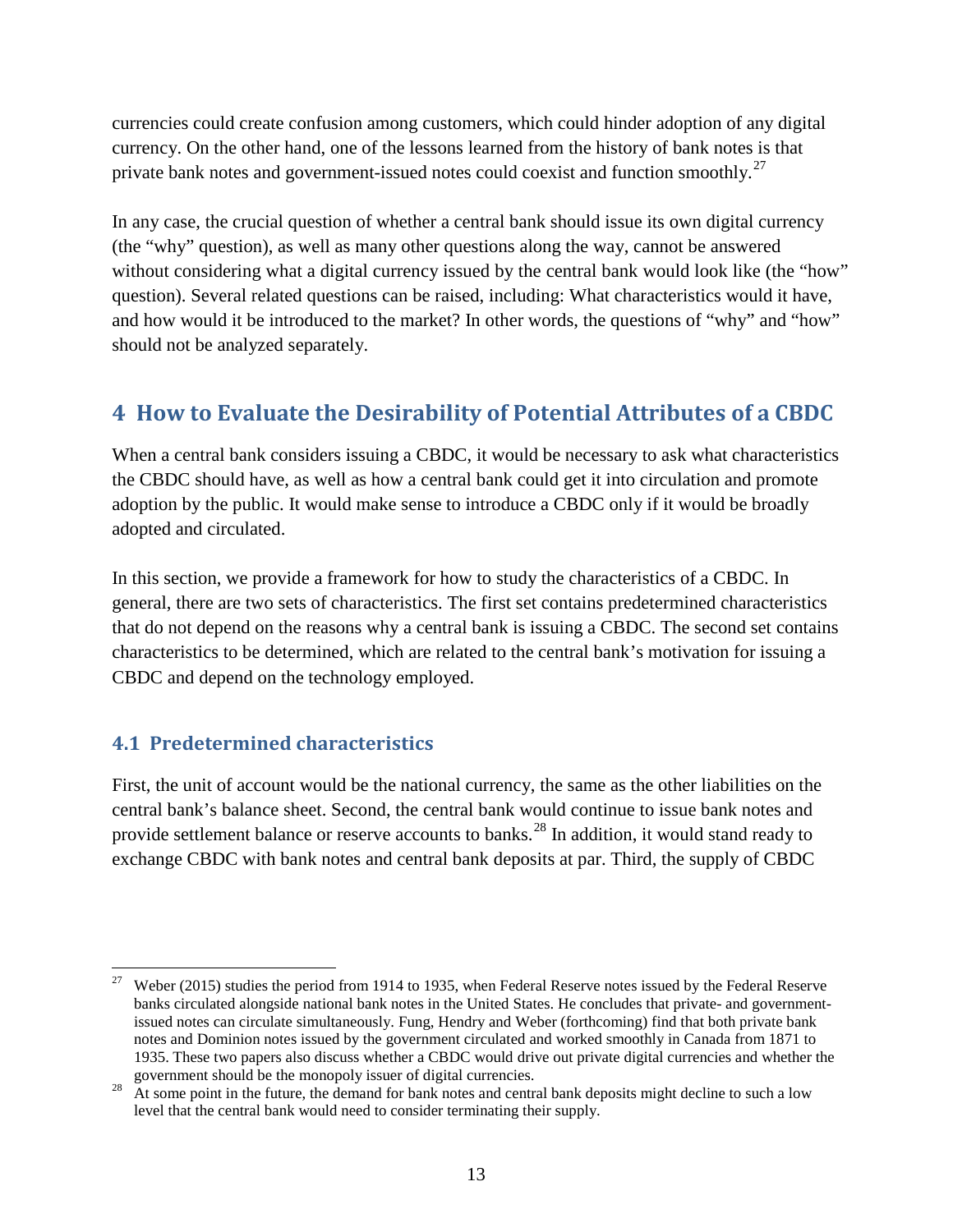currencies could create confusion among customers, which could hinder adoption of any digital currency. On the other hand, one of the lessons learned from the history of bank notes is that private bank notes and government-issued notes could coexist and function smoothly.[27]

In any case, the crucial question of whether a central bank should issue its own digital currency (the "why" question), as well as many other questions along the way, cannot be answered without considering what a digital currency issued by the central bank would look like (the "how" question). Several related questions can be raised, including: What characteristics would it have, and how would it be introduced to the market? In other words, the questions of "why" and "how" should not be analyzed separately.

# 4 How to Evaluate the Desirability of Potential Attributes of a CBDC

When a central bank considers issuing a CBDC, it would be necessary to ask what characteristics the CBDC should have, as well as how a central bank could get it into circulation and promote adoption by the public. It would make sense to introduce a CBDC only if it would be broadly adopted and circulated.

In this section, we provide a framework for how to study the characteristics of a CBDC. In general, there are two sets of characteristics. The first set contains predetermined characteristics that do not depend on the reasons why a central bank is issuing a CBDC. The second set contains characteristics to be determined, which are related to the central bank's motivation for issuing a CBDC and depend on the technology employed.

## 4.1 Predetermined characteristics

First, the unit of account would be the national currency, the same as the other liabilities on the central bank's balance sheet. Second, the central bank would continue to issue bank notes and provide settlement balance or reserve accounts to banks.[28] In addition, it would stand ready to exchange CBDC with bank notes and central bank deposits at par. Third, the supply of CBDC

[27] Weber (2015) studies the period from 1914 to 1935, when Federal Reserve notes issued by the Federal Reserve banks circulated alongside national bank notes in the United States. He concludes that private- and government-issued notes can circulate simultaneously. Fung, Hendry and Weber (forthcoming) find that both private bank notes and Dominion notes issued by the government circulated and worked smoothly in Canada from 1871 to 1935. These two papers also discuss whether a CBDC would drive out private digital currencies and whether the government should be the monopoly issuer of digital currencies.

[28] At some point in the future, the demand for bank notes and central bank deposits might decline to such a low level that the central bank would need to consider terminating their supply.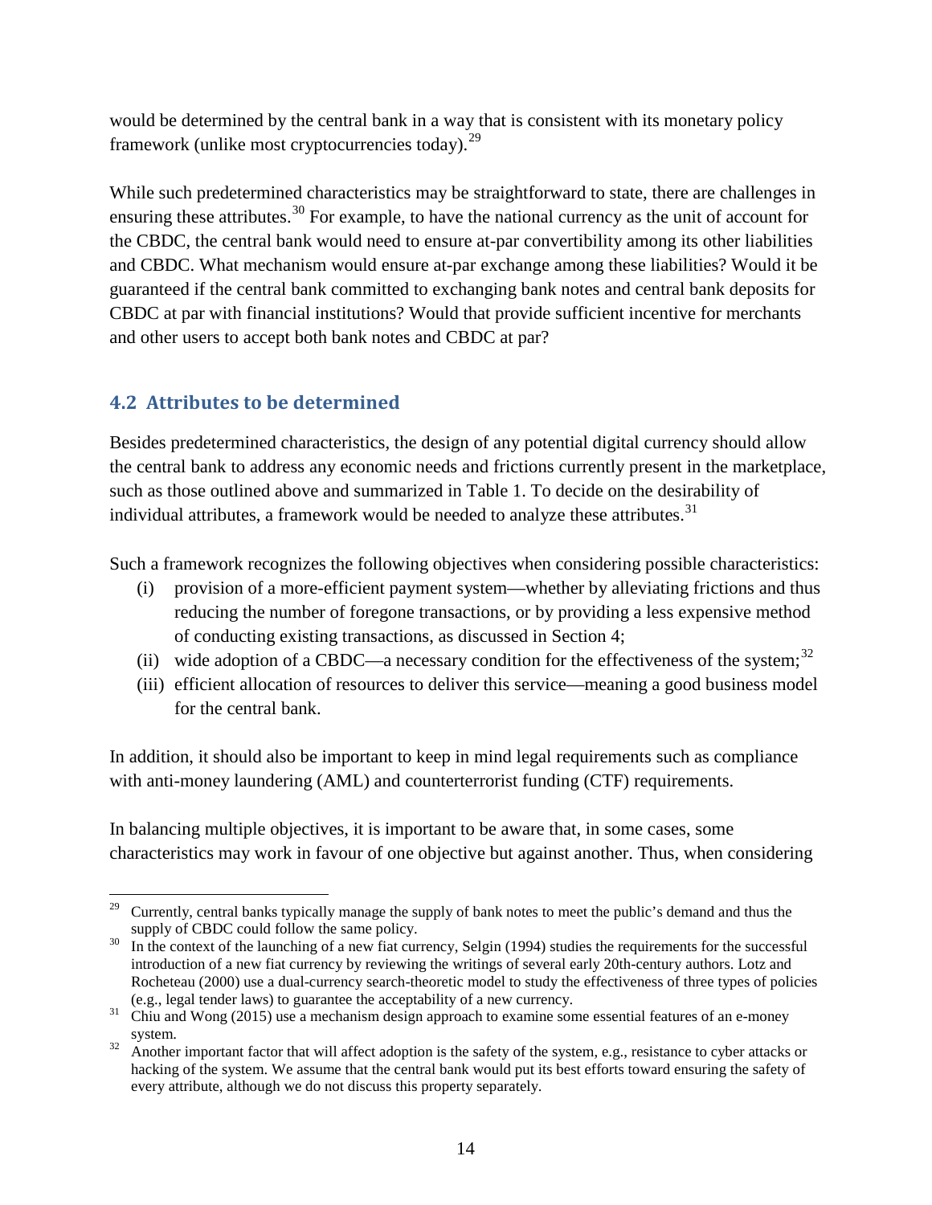would be determined by the central bank in a way that is consistent with its monetary policy framework (unlike most cryptocurrencies today).[29]

While such predetermined characteristics may be straightforward to state, there are challenges in ensuring these attributes.[30] For example, to have the national currency as the unit of account for the CBDC, the central bank would need to ensure at-par convertibility among its other liabilities and CBDC. What mechanism would ensure at-par exchange among these liabilities? Would it be guaranteed if the central bank committed to exchanging bank notes and central bank deposits for CBDC at par with financial institutions? Would that provide sufficient incentive for merchants and other users to accept both bank notes and CBDC at par?

## 4.2 Attributes to be determined

Besides predetermined characteristics, the design of any potential digital currency should allow the central bank to address any economic needs and frictions currently present in the marketplace, such as those outlined above and summarized in Table 1. To decide on the desirability of individual attributes, a framework would be needed to analyze these attributes.[31]

Such a framework recognizes the following objectives when considering possible characteristics:

(i) provision of a more-efficient payment system—whether by alleviating frictions and thus reducing the number of foregone transactions, or by providing a less expensive method of conducting existing transactions, as discussed in Section 4;

(ii) wide adoption of a CBDC—a necessary condition for the effectiveness of the system;[32]

(iii) efficient allocation of resources to deliver this service—meaning a good business model for the central bank.

In addition, it should also be important to keep in mind legal requirements such as compliance with anti-money laundering (AML) and counterterrorist funding (CTF) requirements.

In balancing multiple objectives, it is important to be aware that, in some cases, some characteristics may work in favour of one objective but against another. Thus, when considering

---

[29] Currently, central banks typically manage the supply of bank notes to meet the public's demand and thus the supply of CBDC could follow the same policy.

[30] In the context of the launching of a new fiat currency, Selgin (1994) studies the requirements for the successful introduction of a new fiat currency by reviewing the writings of several early 20th-century authors. Lotz and Rocheteau (2000) use a dual-currency search-theoretic model to study the effectiveness of three types of policies (e.g., legal tender laws) to guarantee the acceptability of a new currency.

[31] Chiu and Wong (2015) use a mechanism design approach to examine some essential features of an e-money system.

[32] Another important factor that will affect adoption is the safety of the system, e.g., resistance to cyber attacks or hacking of the system. We assume that the central bank would put its best efforts toward ensuring the safety of every attribute, although we do not discuss this property separately.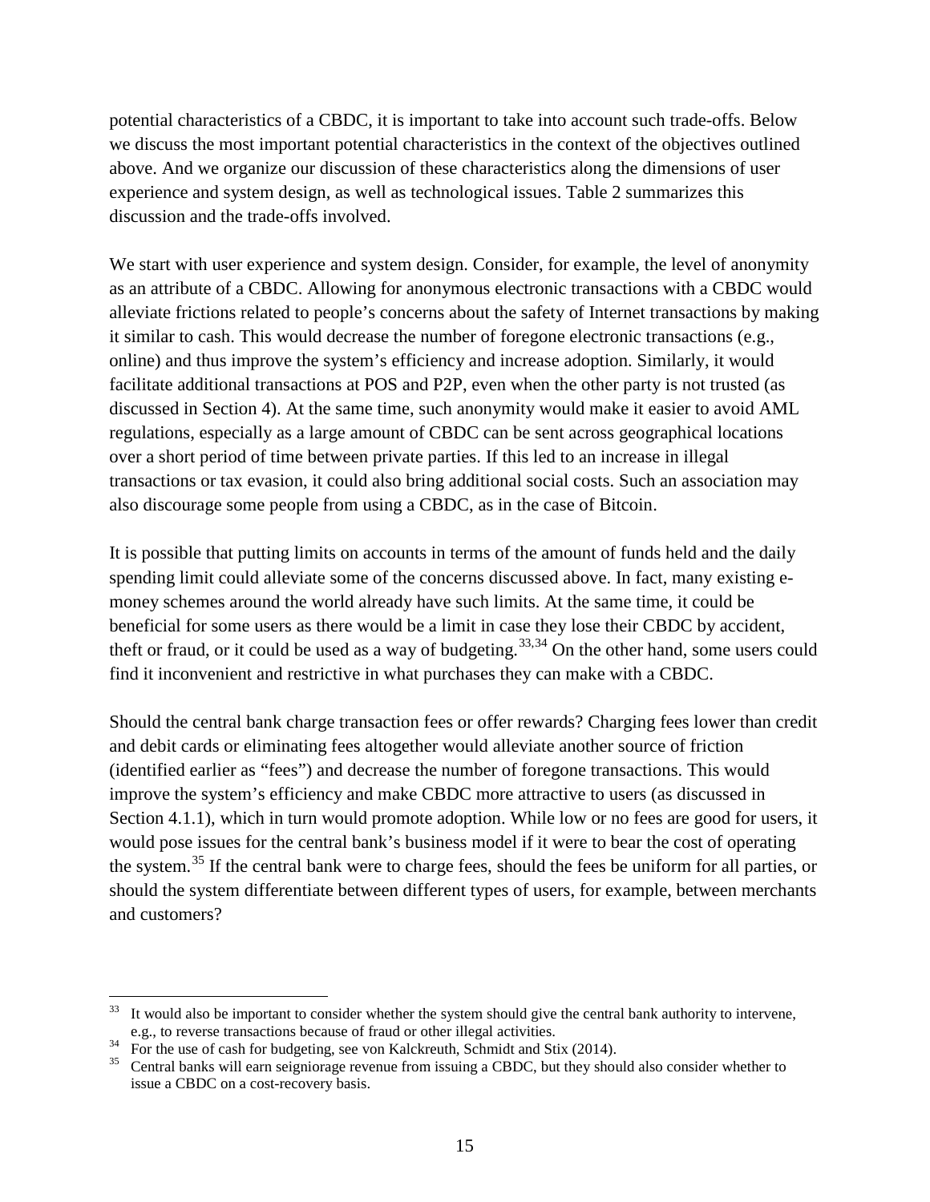potential characteristics of a CBDC, it is important to take into account such trade-offs. Below we discuss the most important potential characteristics in the context of the objectives outlined above. And we organize our discussion of these characteristics along the dimensions of user experience and system design, as well as technological issues. Table 2 summarizes this discussion and the trade-offs involved.

We start with user experience and system design. Consider, for example, the level of anonymity as an attribute of a CBDC. Allowing for anonymous electronic transactions with a CBDC would alleviate frictions related to people's concerns about the safety of Internet transactions by making it similar to cash. This would decrease the number of foregone electronic transactions (e.g., online) and thus improve the system's efficiency and increase adoption. Similarly, it would facilitate additional transactions at POS and P2P, even when the other party is not trusted (as discussed in Section 4). At the same time, such anonymity would make it easier to avoid AML regulations, especially as a large amount of CBDC can be sent across geographical locations over a short period of time between private parties. If this led to an increase in illegal transactions or tax evasion, it could also bring additional social costs. Such an association may also discourage some people from using a CBDC, as in the case of Bitcoin.

It is possible that putting limits on accounts in terms of the amount of funds held and the daily spending limit could alleviate some of the concerns discussed above. In fact, many existing e-money schemes around the world already have such limits. At the same time, it could be beneficial for some users as there would be a limit in case they lose their CBDC by accident, theft or fraud, or it could be used as a way of budgeting.[33,34] On the other hand, some users could find it inconvenient and restrictive in what purchases they can make with a CBDC.

Should the central bank charge transaction fees or offer rewards? Charging fees lower than credit and debit cards or eliminating fees altogether would alleviate another source of friction (identified earlier as "fees") and decrease the number of foregone transactions. This would improve the system's efficiency and make CBDC more attractive to users (as discussed in Section 4.1.1), which in turn would promote adoption. While low or no fees are good for users, it would pose issues for the central bank's business model if it were to bear the cost of operating the system.[35] If the central bank were to charge fees, should the fees be uniform for all parties, or should the system differentiate between different types of users, for example, between merchants and customers?

---

[33] It would also be important to consider whether the system should give the central bank authority to intervene, e.g., to reverse transactions because of fraud or other illegal activities.

[34] For the use of cash for budgeting, see von Kalckreuth, Schmidt and Stix (2014).

[35] Central banks will earn seigniorage revenue from issuing a CBDC, but they should also consider whether to issue a CBDC on a cost-recovery basis.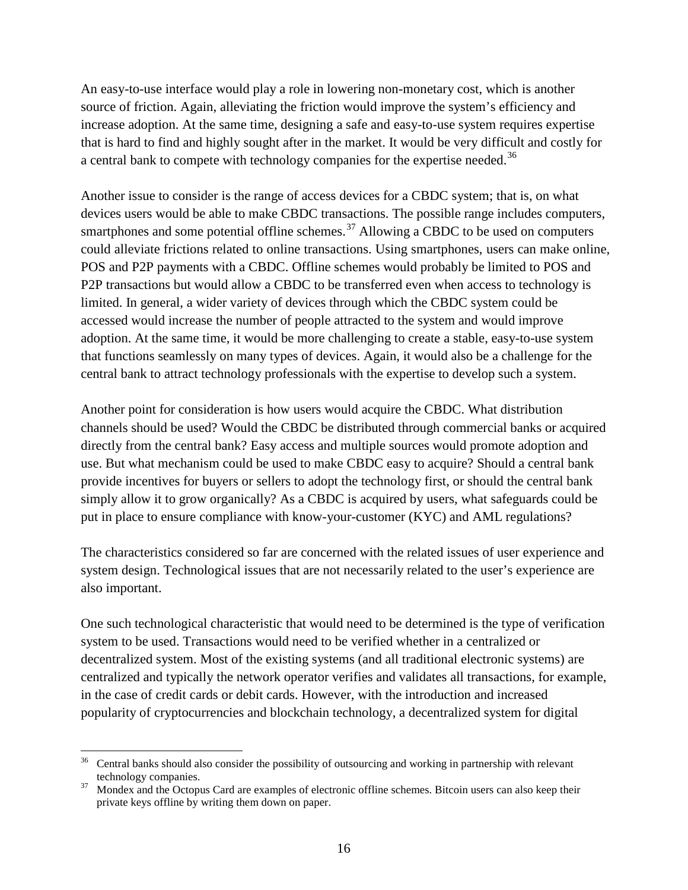An easy-to-use interface would play a role in lowering non-monetary cost, which is another source of friction. Again, alleviating the friction would improve the system's efficiency and increase adoption. At the same time, designing a safe and easy-to-use system requires expertise that is hard to find and highly sought after in the market. It would be very difficult and costly for a central bank to compete with technology companies for the expertise needed.[36]

Another issue to consider is the range of access devices for a CBDC system; that is, on what devices users would be able to make CBDC transactions. The possible range includes computers, smartphones and some potential offline schemes.[37] Allowing a CBDC to be used on computers could alleviate frictions related to online transactions. Using smartphones, users can make online, POS and P2P payments with a CBDC. Offline schemes would probably be limited to POS and P2P transactions but would allow a CBDC to be transferred even when access to technology is limited. In general, a wider variety of devices through which the CBDC system could be accessed would increase the number of people attracted to the system and would improve adoption. At the same time, it would be more challenging to create a stable, easy-to-use system that functions seamlessly on many types of devices. Again, it would also be a challenge for the central bank to attract technology professionals with the expertise to develop such a system.

Another point for consideration is how users would acquire the CBDC. What distribution channels should be used? Would the CBDC be distributed through commercial banks or acquired directly from the central bank? Easy access and multiple sources would promote adoption and use. But what mechanism could be used to make CBDC easy to acquire? Should a central bank provide incentives for buyers or sellers to adopt the technology first, or should the central bank simply allow it to grow organically? As a CBDC is acquired by users, what safeguards could be put in place to ensure compliance with know-your-customer (KYC) and AML regulations?

The characteristics considered so far are concerned with the related issues of user experience and system design. Technological issues that are not necessarily related to the user's experience are also important.

One such technological characteristic that would need to be determined is the type of verification system to be used. Transactions would need to be verified whether in a centralized or decentralized system. Most of the existing systems (and all traditional electronic systems) are centralized and typically the network operator verifies and validates all transactions, for example, in the case of credit cards or debit cards. However, with the introduction and increased popularity of cryptocurrencies and blockchain technology, a decentralized system for digital

---

[36] Central banks should also consider the possibility of outsourcing and working in partnership with relevant technology companies.

[37] Mondex and the Octopus Card are examples of electronic offline schemes. Bitcoin users can also keep their private keys offline by writing them down on paper.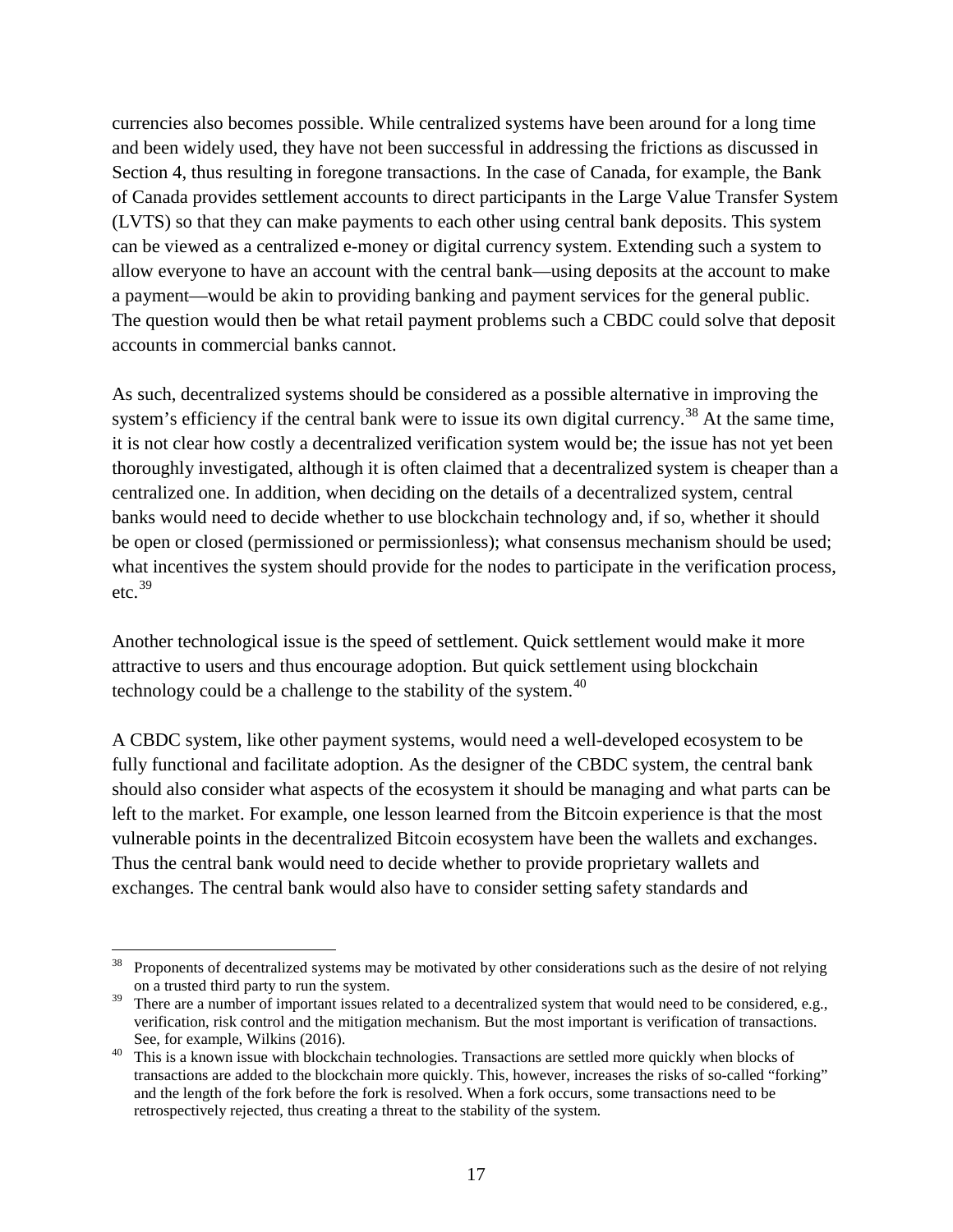currencies also becomes possible. While centralized systems have been around for a long time and been widely used, they have not been successful in addressing the frictions as discussed in Section 4, thus resulting in foregone transactions. In the case of Canada, for example, the Bank of Canada provides settlement accounts to direct participants in the Large Value Transfer System (LVTS) so that they can make payments to each other using central bank deposits. This system can be viewed as a centralized e-money or digital currency system. Extending such a system to allow everyone to have an account with the central bank—using deposits at the account to make a payment—would be akin to providing banking and payment services for the general public. The question would then be what retail payment problems such a CBDC could solve that deposit accounts in commercial banks cannot.

As such, decentralized systems should be considered as a possible alternative in improving the system's efficiency if the central bank were to issue its own digital currency.[38] At the same time, it is not clear how costly a decentralized verification system would be; the issue has not yet been thoroughly investigated, although it is often claimed that a decentralized system is cheaper than a centralized one. In addition, when deciding on the details of a decentralized system, central banks would need to decide whether to use blockchain technology and, if so, whether it should be open or closed (permissioned or permissionless); what consensus mechanism should be used; what incentives the system should provide for the nodes to participate in the verification process, etc.[39]

Another technological issue is the speed of settlement. Quick settlement would make it more attractive to users and thus encourage adoption. But quick settlement using blockchain technology could be a challenge to the stability of the system.[40]

A CBDC system, like other payment systems, would need a well-developed ecosystem to be fully functional and facilitate adoption. As the designer of the CBDC system, the central bank should also consider what aspects of the ecosystem it should be managing and what parts can be left to the market. For example, one lesson learned from the Bitcoin experience is that the most vulnerable points in the decentralized Bitcoin ecosystem have been the wallets and exchanges. Thus the central bank would need to decide whether to provide proprietary wallets and exchanges. The central bank would also have to consider setting safety standards and

[38] Proponents of decentralized systems may be motivated by other considerations such as the desire of not relying on a trusted third party to run the system.

[39] There are a number of important issues related to a decentralized system that would need to be considered, e.g., verification, risk control and the mitigation mechanism. But the most important is verification of transactions. See, for example, Wilkins (2016).

[40] This is a known issue with blockchain technologies. Transactions are settled more quickly when blocks of transactions are added to the blockchain more quickly. This, however, increases the risks of so-called "forking" and the length of the fork before the fork is resolved. When a fork occurs, some transactions need to be retrospectively rejected, thus creating a threat to the stability of the system.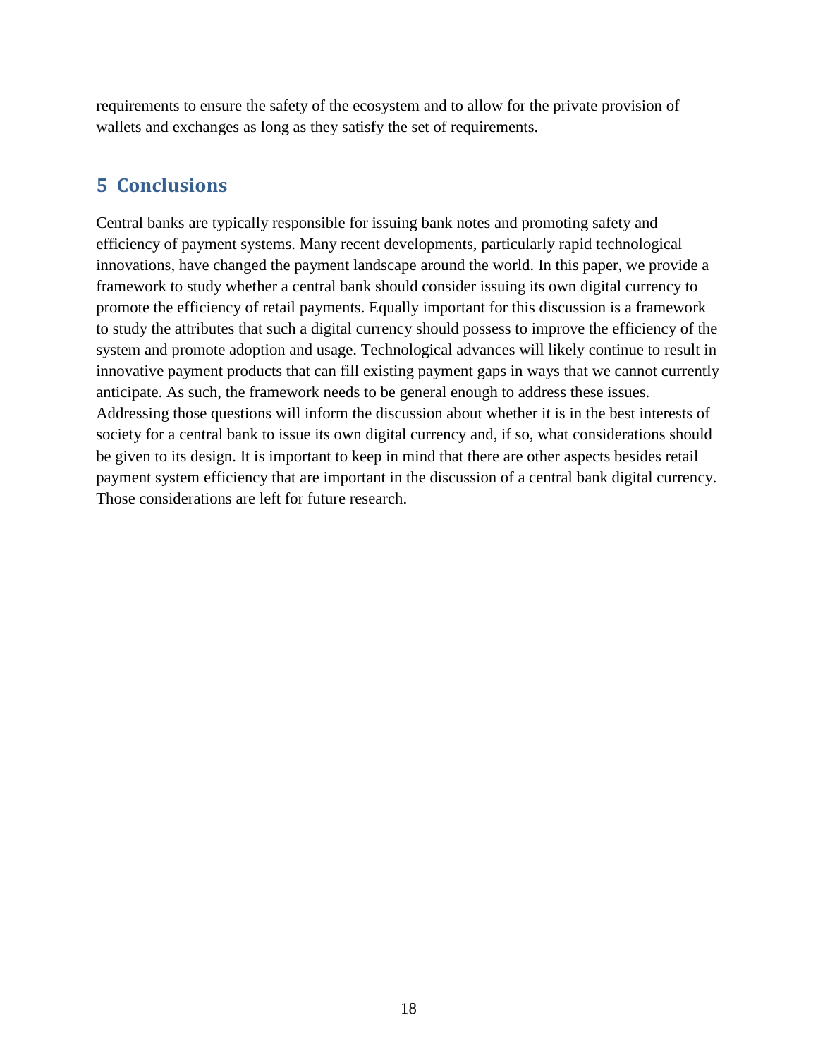requirements to ensure the safety of the ecosystem and to allow for the private provision of wallets and exchanges as long as they satisfy the set of requirements.

## 5 Conclusions

Central banks are typically responsible for issuing bank notes and promoting safety and efficiency of payment systems. Many recent developments, particularly rapid technological innovations, have changed the payment landscape around the world. In this paper, we provide a framework to study whether a central bank should consider issuing its own digital currency to promote the efficiency of retail payments. Equally important for this discussion is a framework to study the attributes that such a digital currency should possess to improve the efficiency of the system and promote adoption and usage. Technological advances will likely continue to result in innovative payment products that can fill existing payment gaps in ways that we cannot currently anticipate. As such, the framework needs to be general enough to address these issues. Addressing those questions will inform the discussion about whether it is in the best interests of society for a central bank to issue its own digital currency and, if so, what considerations should be given to its design. It is important to keep in mind that there are other aspects besides retail payment system efficiency that are important in the discussion of a central bank digital currency. Those considerations are left for future research.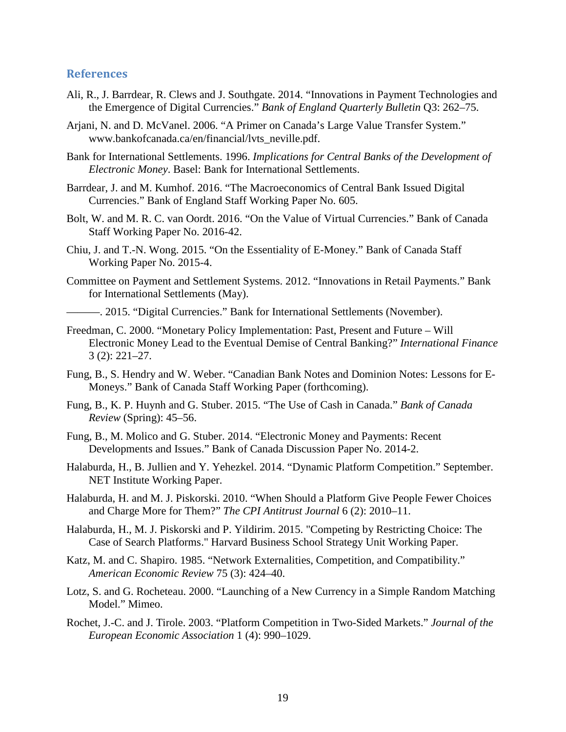## References

Ali, R., J. Barrdear, R. Clews and J. Southgate. 2014. "Innovations in Payment Technologies and the Emergence of Digital Currencies." *Bank of England Quarterly Bulletin* Q3: 262–75.

Arjani, N. and D. McVanel. 2006. "A Primer on Canada's Large Value Transfer System." www.bankofcanada.ca/en/financial/lvts_neville.pdf.

Bank for International Settlements. 1996. *Implications for Central Banks of the Development of Electronic Money*. Basel: Bank for International Settlements.

Barrdear, J. and M. Kumhof. 2016. "The Macroeconomics of Central Bank Issued Digital Currencies." Bank of England Staff Working Paper No. 605.

Bolt, W. and M. R. C. van Oordt. 2016. "On the Value of Virtual Currencies." Bank of Canada Staff Working Paper No. 2016-42.

Chiu, J. and T.-N. Wong. 2015. "On the Essentiality of E-Money." Bank of Canada Staff Working Paper No. 2015-4.

Committee on Payment and Settlement Systems. 2012. "Innovations in Retail Payments." Bank for International Settlements (May).

———. 2015. "Digital Currencies." Bank for International Settlements (November).

Freedman, C. 2000. "Monetary Policy Implementation: Past, Present and Future – Will Electronic Money Lead to the Eventual Demise of Central Banking?" *International Finance* 3 (2): 221–27.

Fung, B., S. Hendry and W. Weber. "Canadian Bank Notes and Dominion Notes: Lessons for E-Moneys." Bank of Canada Staff Working Paper (forthcoming).

Fung, B., K. P. Huynh and G. Stuber. 2015. "The Use of Cash in Canada." *Bank of Canada Review* (Spring): 45–56.

Fung, B., M. Molico and G. Stuber. 2014. "Electronic Money and Payments: Recent Developments and Issues." Bank of Canada Discussion Paper No. 2014-2.

Halaburda, H., B. Jullien and Y. Yehezkel. 2014. "Dynamic Platform Competition." September. NET Institute Working Paper.

Halaburda, H. and M. J. Piskorski. 2010. "When Should a Platform Give People Fewer Choices and Charge More for Them?" *The CPI Antitrust Journal* 6 (2): 2010–11.

Halaburda, H., M. J. Piskorski and P. Yildirim. 2015. "Competing by Restricting Choice: The Case of Search Platforms." Harvard Business School Strategy Unit Working Paper.

Katz, M. and C. Shapiro. 1985. "Network Externalities, Competition, and Compatibility." *American Economic Review* 75 (3): 424–40.

Lotz, S. and G. Rocheteau. 2000. "Launching of a New Currency in a Simple Random Matching Model." Mimeo.

Rochet, J.-C. and J. Tirole. 2003. "Platform Competition in Two-Sided Markets." *Journal of the European Economic Association* 1 (4): 990–1029.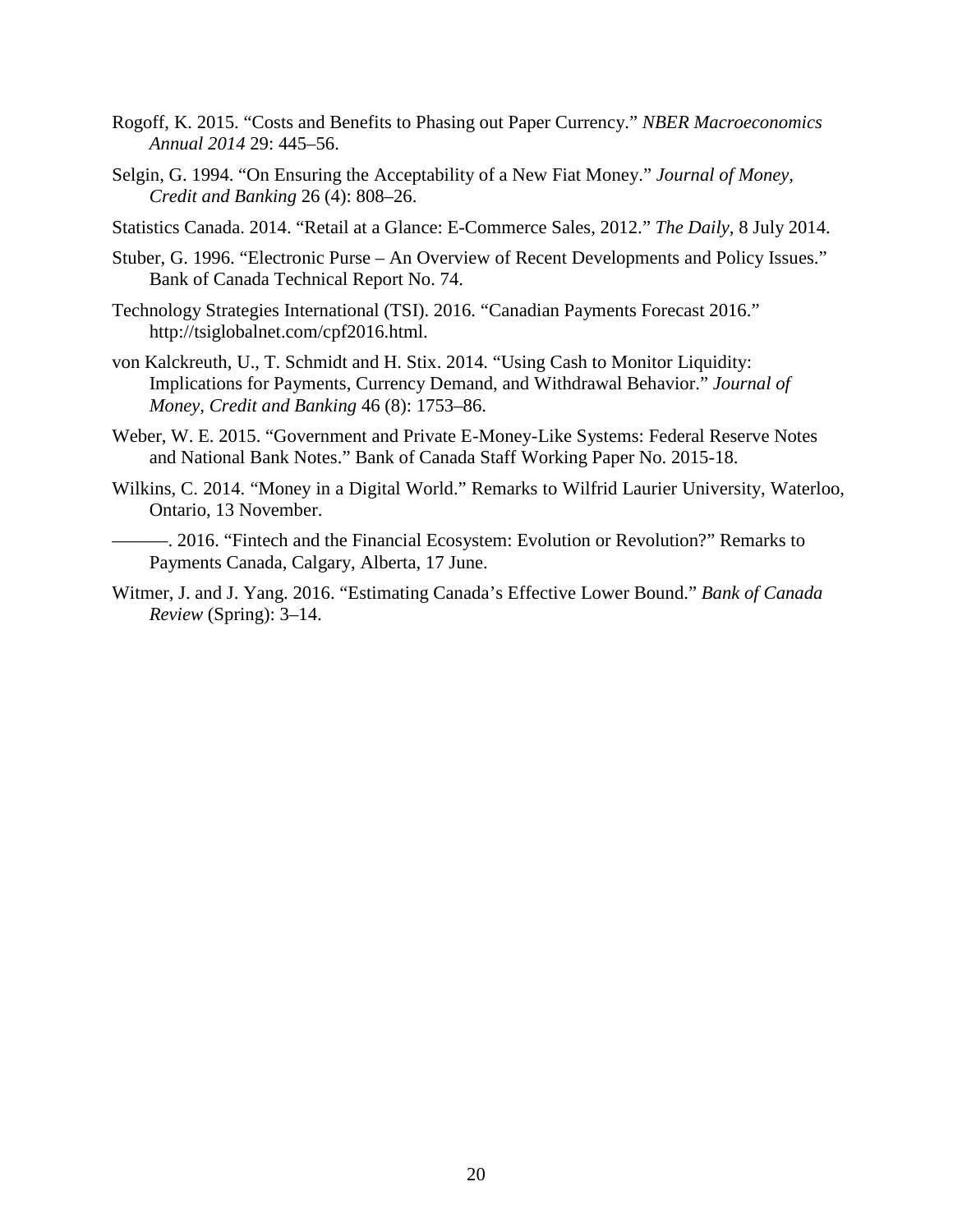Rogoff, K. 2015. "Costs and Benefits to Phasing out Paper Currency." *NBER Macroeconomics Annual 2014* 29: 445–56.

Selgin, G. 1994. "On Ensuring the Acceptability of a New Fiat Money." *Journal of Money, Credit and Banking* 26 (4): 808–26.

Statistics Canada. 2014. "Retail at a Glance: E-Commerce Sales, 2012." *The Daily,* 8 July 2014.

Stuber, G. 1996. "Electronic Purse – An Overview of Recent Developments and Policy Issues." Bank of Canada Technical Report No. 74.

Technology Strategies International (TSI). 2016. "Canadian Payments Forecast 2016." http://tsiglobalnet.com/cpf2016.html.

von Kalckreuth, U., T. Schmidt and H. Stix. 2014. "Using Cash to Monitor Liquidity: Implications for Payments, Currency Demand, and Withdrawal Behavior." *Journal of Money, Credit and Banking* 46 (8): 1753–86.

Weber, W. E. 2015. "Government and Private E-Money-Like Systems: Federal Reserve Notes and National Bank Notes." Bank of Canada Staff Working Paper No. 2015-18.

Wilkins, C. 2014. "Money in a Digital World." Remarks to Wilfrid Laurier University, Waterloo, Ontario, 13 November.

———. 2016. "Fintech and the Financial Ecosystem: Evolution or Revolution?" Remarks to Payments Canada, Calgary, Alberta, 17 June.

Witmer, J. and J. Yang. 2016. "Estimating Canada's Effective Lower Bound." *Bank of Canada Review* (Spring): 3–14.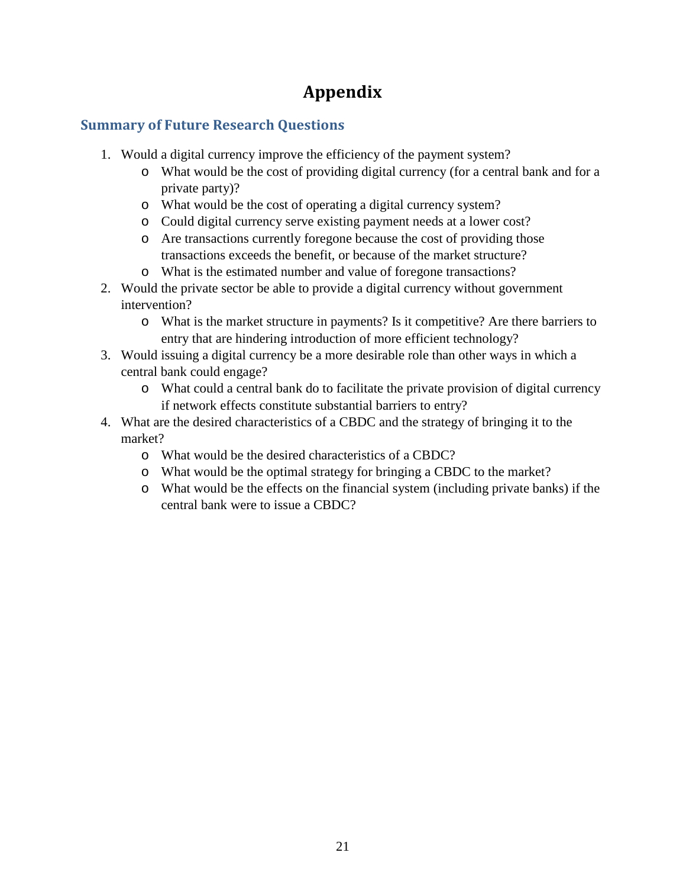# Appendix

## Summary of Future Research Questions

1. Would a digital currency improve the efficiency of the payment system?
   - What would be the cost of providing digital currency (for a central bank and for a private party)?
   - What would be the cost of operating a digital currency system?
   - Could digital currency serve existing payment needs at a lower cost?
   - Are transactions currently foregone because the cost of providing those transactions exceeds the benefit, or because of the market structure?
   - What is the estimated number and value of foregone transactions?
2. Would the private sector be able to provide a digital currency without government intervention?
   - What is the market structure in payments? Is it competitive? Are there barriers to entry that are hindering introduction of more efficient technology?
3. Would issuing a digital currency be a more desirable role than other ways in which a central bank could engage?
   - What could a central bank do to facilitate the private provision of digital currency if network effects constitute substantial barriers to entry?
4. What are the desired characteristics of a CBDC and the strategy of bringing it to the market?
   - What would be the desired characteristics of a CBDC?
   - What would be the optimal strategy for bringing a CBDC to the market?
   - What would be the effects on the financial system (including private banks) if the central bank were to issue a CBDC?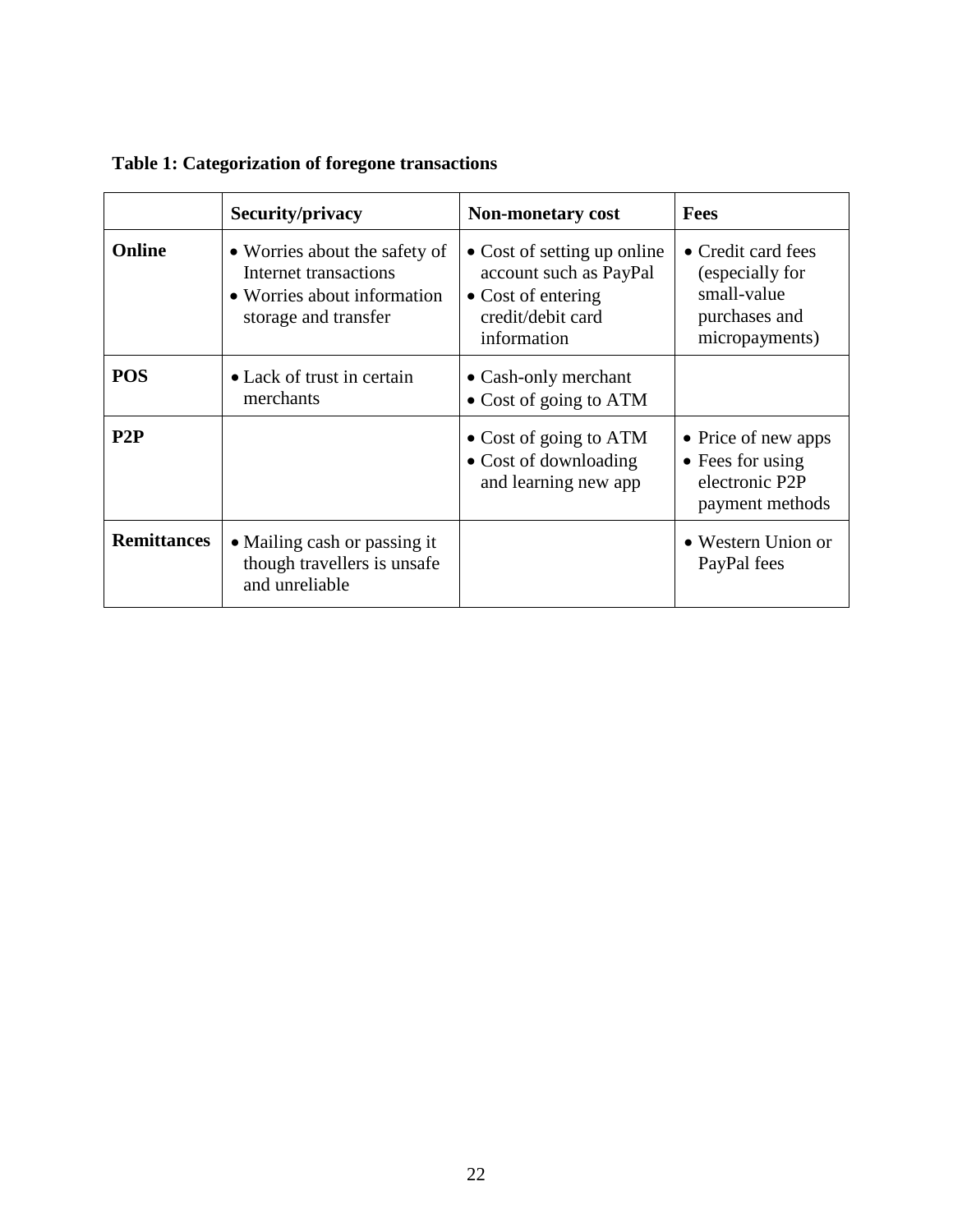**Table 1: Categorization of foregone transactions**

| | Security/privacy | Non-monetary cost | Fees |
|---|---|---|---|
| **Online** | • Worries about the safety of Internet transactions<br>• Worries about information storage and transfer | • Cost of setting up online account such as PayPal<br>• Cost of entering credit/debit card information | • Credit card fees (especially for small-value purchases and micropayments) |
| **POS** | • Lack of trust in certain merchants | • Cash-only merchant<br>• Cost of going to ATM | |
| **P2P** | | • Cost of going to ATM<br>• Cost of downloading and learning new app | • Price of new apps<br>• Fees for using electronic P2P payment methods |
| **Remittances** | • Mailing cash or passing it though travellers is unsafe and unreliable | | • Western Union or PayPal fees |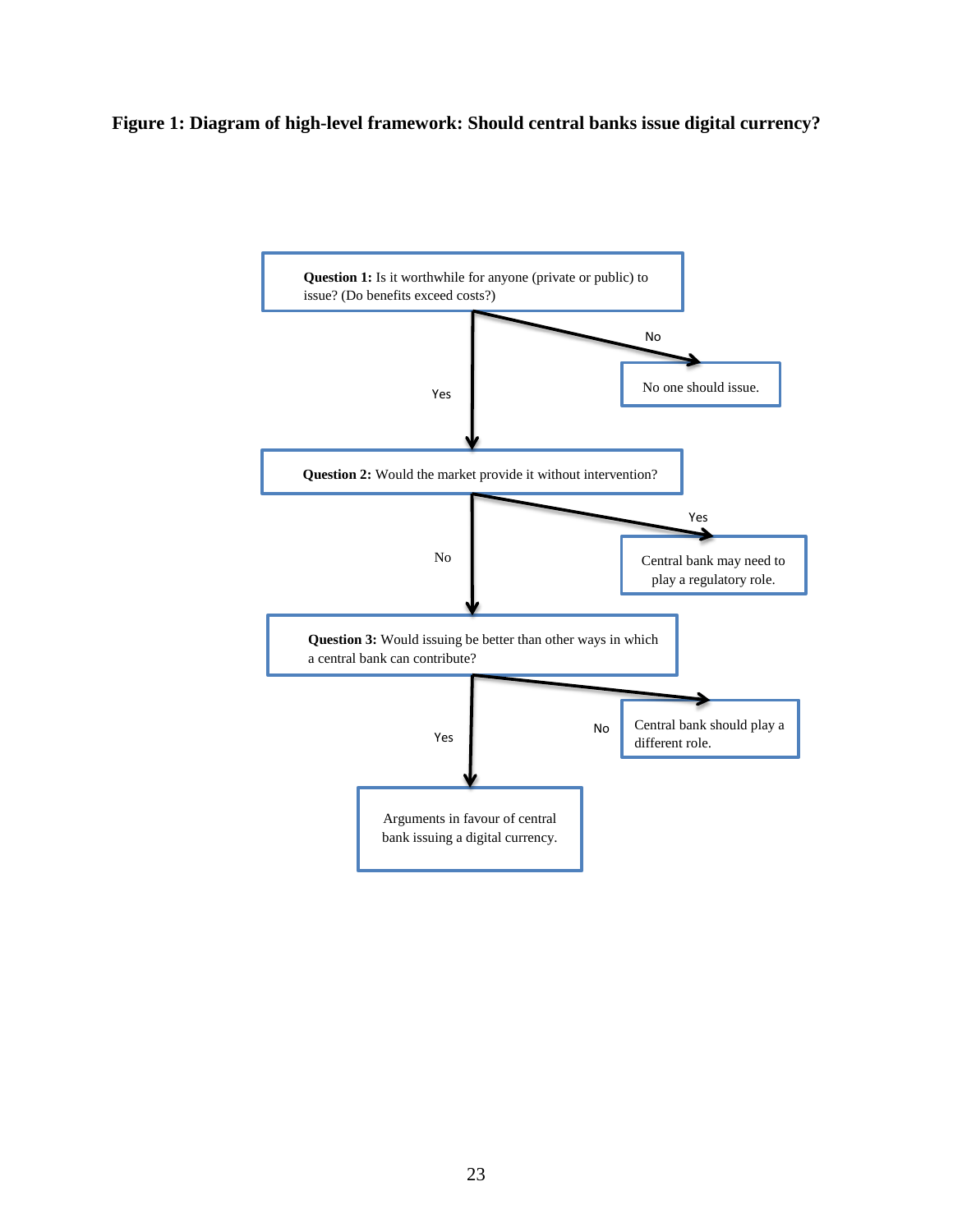**Figure 1: Diagram of high-level framework: Should central banks issue digital currency?**

**Question 1:** Is it worthwhile for anyone (private or public) to issue? (Do benefits exceed costs?)

No → No one should issue.

Yes ↓

**Question 2:** Would the market provide it without intervention?

Yes → Central bank may need to play a regulatory role.

No ↓

**Question 3:** Would issuing be better than other ways in which a central bank can contribute?

No → Central bank should play a different role.

Yes ↓

Arguments in favour of central bank issuing a digital currency.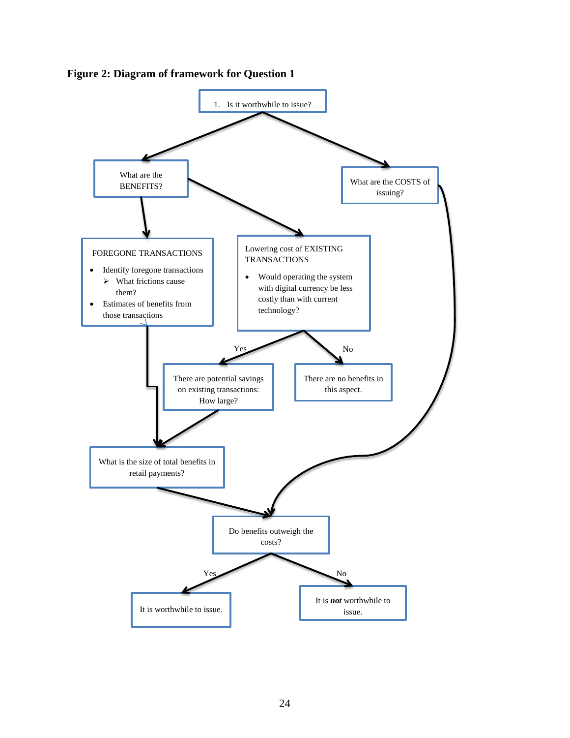**Figure 2: Diagram of framework for Question 1**

1. Is it worthwhile to issue?

What are the BENEFITS?

What are the COSTS of issuing?

FOREGONE TRANSACTIONS

- Identify foregone transactions
  - What frictions cause them?
- Estimates of benefits from those transactions

Lowering cost of EXISTING TRANSACTIONS

- Would operating the system with digital currency be less costly than with current technology?

Yes

There are potential savings on existing transactions: How large?

No

There are no benefits in this aspect.

What is the size of total benefits in retail payments?

Do benefits outweigh the costs?

Yes

It is worthwhile to issue.

No

It is ***not*** worthwhile to issue.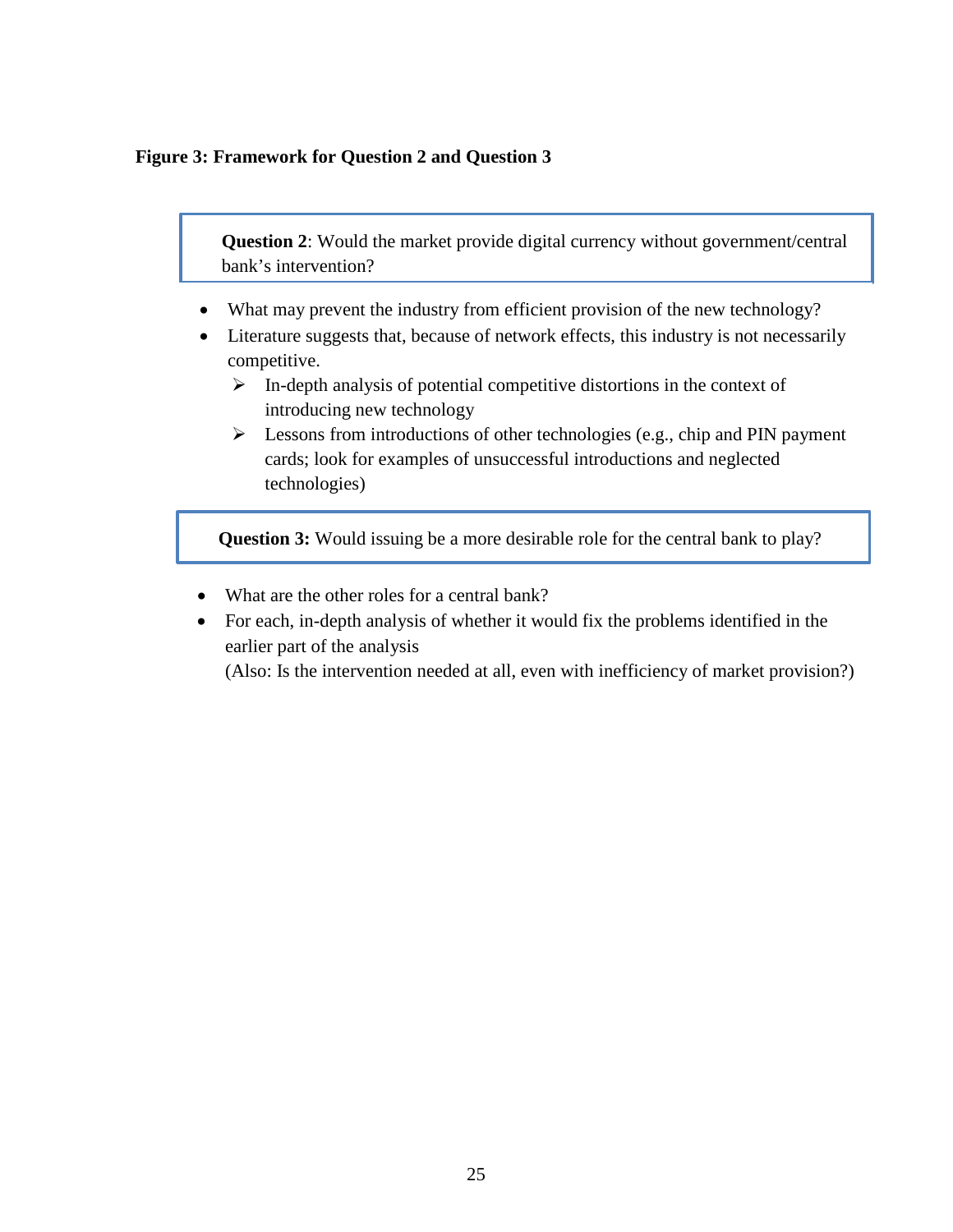**Figure 3: Framework for Question 2 and Question 3**

**Question 2**: Would the market provide digital currency without government/central bank's intervention?

- What may prevent the industry from efficient provision of the new technology?
- Literature suggests that, because of network effects, this industry is not necessarily competitive.
  - In-depth analysis of potential competitive distortions in the context of introducing new technology
  - Lessons from introductions of other technologies (e.g., chip and PIN payment cards; look for examples of unsuccessful introductions and neglected technologies)

**Question 3:** Would issuing be a more desirable role for the central bank to play?

- What are the other roles for a central bank?
- For each, in-depth analysis of whether it would fix the problems identified in the earlier part of the analysis
  (Also: Is the intervention needed at all, even with inefficiency of market provision?)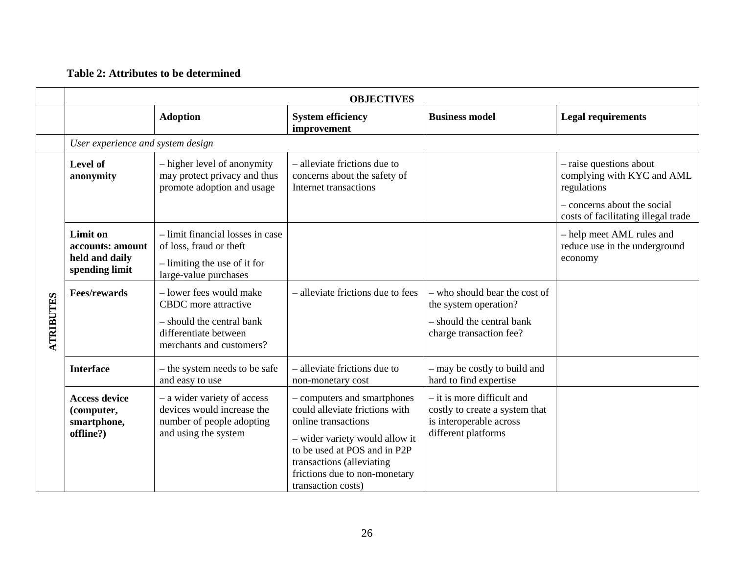**Table 2: Attributes to be determined**

| | | OBJECTIVES | | | |
|---|---|---|---|---|---|
| | | **Adoption** | **System efficiency improvement** | **Business model** | **Legal requirements** |
| | *User experience and system design* | | | | |
| **ATRIBUTES** | **Level of anonymity** | – higher level of anonymity may protect privacy and thus promote adoption and usage | – alleviate frictions due to concerns about the safety of Internet transactions | | – raise questions about complying with KYC and AML regulations<br>– concerns about the social costs of facilitating illegal trade |
| | **Limit on accounts: amount held and daily spending limit** | – limit financial losses in case of loss, fraud or theft<br>– limiting the use of it for large-value purchases | | | – help meet AML rules and reduce use in the underground economy |
| | **Fees/rewards** | – lower fees would make CBDC more attractive<br>– should the central bank differentiate between merchants and customers? | – alleviate frictions due to fees | – who should bear the cost of the system operation?<br>– should the central bank charge transaction fee? | |
| | **Interface** | – the system needs to be safe and easy to use | – alleviate frictions due to non-monetary cost | – may be costly to build and hard to find expertise | |
| | **Access device (computer, smartphone, offline?)** | – a wider variety of access devices would increase the number of people adopting and using the system | – computers and smartphones could alleviate frictions with online transactions<br>– wider variety would allow it to be used at POS and in P2P transactions (alleviating frictions due to non-monetary transaction costs) | – it is more difficult and costly to create a system that is interoperable across different platforms | |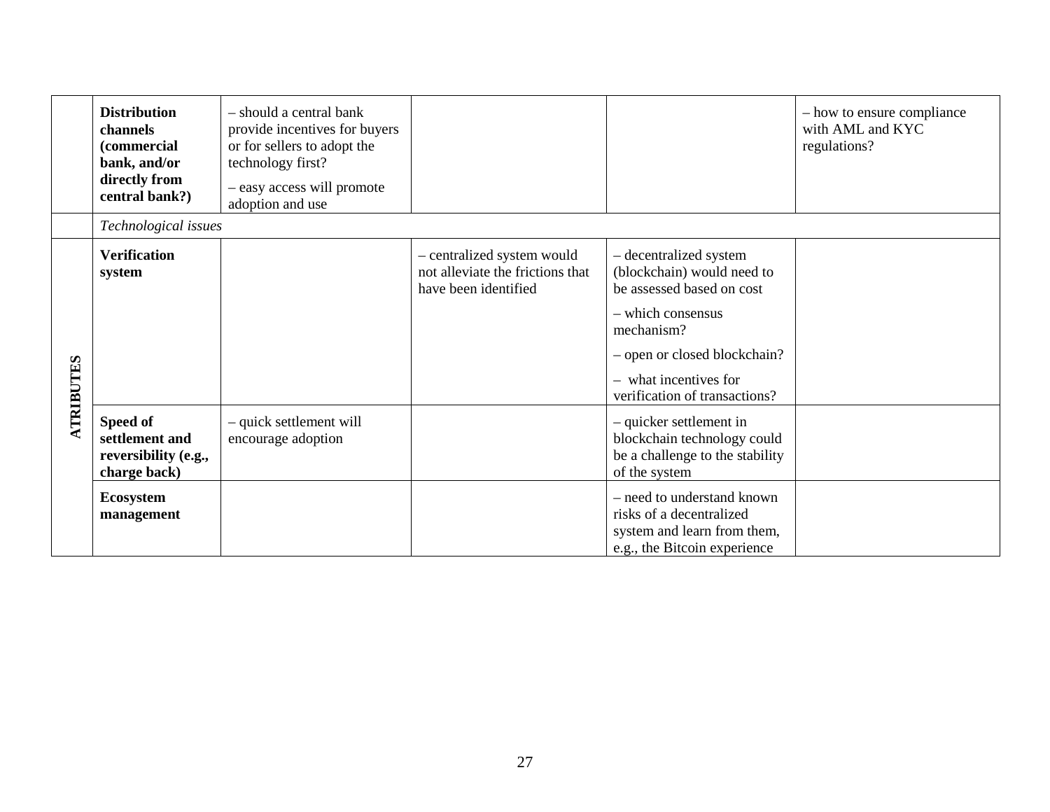| | | | | | |
|---|---|---|---|---|---|
| | **Distribution channels (commercial bank, and/or directly from central bank?)** | – should a central bank provide incentives for buyers or for sellers to adopt the technology first?<br>– easy access will promote adoption and use | | | – how to ensure compliance with AML and KYC regulations? |
| | *Technological issues* | | | | |
| **ATRIBUTES** | **Verification system** | | – centralized system would not alleviate the frictions that have been identified | – decentralized system (blockchain) would need to be assessed based on cost<br>– which consensus mechanism?<br>– open or closed blockchain?<br>– what incentives for verification of transactions? | |
| | **Speed of settlement and reversibility (e.g., charge back)** | – quick settlement will encourage adoption | | – quicker settlement in blockchain technology could be a challenge to the stability of the system | |
| | **Ecosystem management** | | | – need to understand known risks of a decentralized system and learn from them, e.g., the Bitcoin experience | |